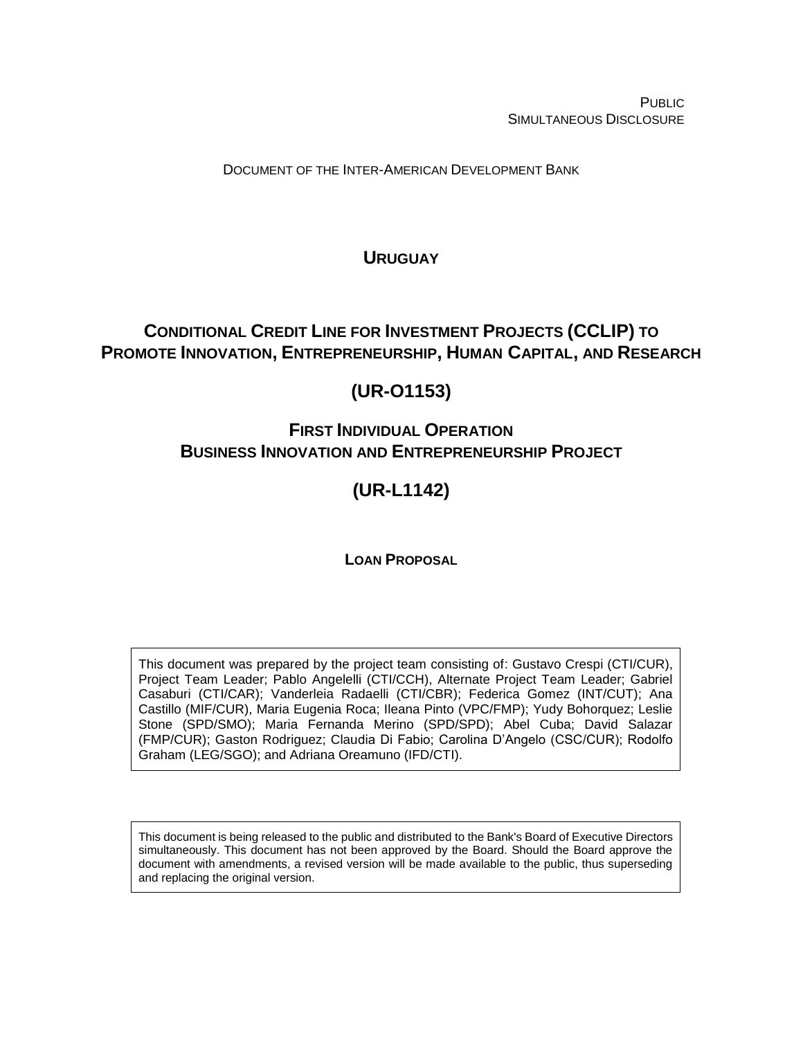PUBLIC
SIMULTANEOUS DISCLOSURE

DOCUMENT OF THE INTER-AMERICAN DEVELOPMENT BANK

# URUGUAY

# CONDITIONAL CREDIT LINE FOR INVESTMENT PROJECTS (CCLIP) TO PROMOTE INNOVATION, ENTREPRENEURSHIP, HUMAN CAPITAL, AND RESEARCH

# (UR-O1153)

## FIRST INDIVIDUAL OPERATION
## BUSINESS INNOVATION AND ENTREPRENEURSHIP PROJECT

# (UR-L1142)

**LOAN PROPOSAL**

This document was prepared by the project team consisting of: Gustavo Crespi (CTI/CUR), Project Team Leader; Pablo Angelelli (CTI/CCH), Alternate Project Team Leader; Gabriel Casaburi (CTI/CAR); Vanderleia Radaelli (CTI/CBR); Federica Gomez (INT/CUT); Ana Castillo (MIF/CUR), Maria Eugenia Roca; Ileana Pinto (VPC/FMP); Yudy Bohorquez; Leslie Stone (SPD/SMO); Maria Fernanda Merino (SPD/SPD); Abel Cuba; David Salazar (FMP/CUR); Gaston Rodriguez; Claudia Di Fabio; Carolina D'Angelo (CSC/CUR); Rodolfo Graham (LEG/SGO); and Adriana Oreamuno (IFD/CTI).

This document is being released to the public and distributed to the Bank's Board of Executive Directors simultaneously. This document has not been approved by the Board. Should the Board approve the document with amendments, a revised version will be made available to the public, thus superseding and replacing the original version.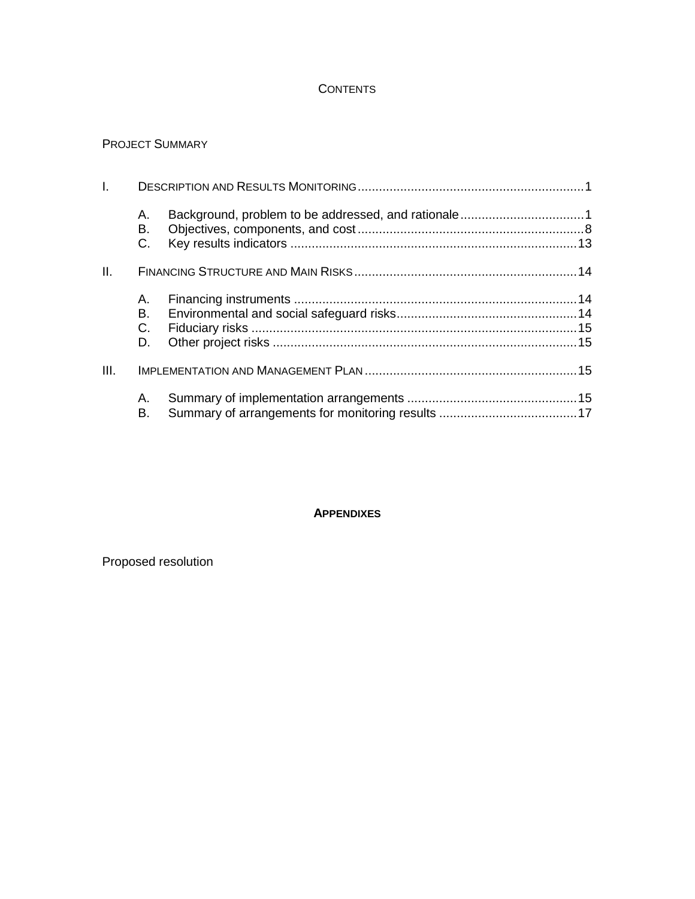# CONTENTS

PROJECT SUMMARY

I. DESCRIPTION AND RESULTS MONITORING ........ 1

- A. Background, problem to be addressed, and rationale ........ 1
- B. Objectives, components, and cost ........ 8
- C. Key results indicators ........ 13

II. FINANCING STRUCTURE AND MAIN RISKS ........ 14

- A. Financing instruments ........ 14
- B. Environmental and social safeguard risks ........ 14
- C. Fiduciary risks ........ 15
- D. Other project risks ........ 15

III. IMPLEMENTATION AND MANAGEMENT PLAN ........ 15

- A. Summary of implementation arrangements ........ 15
- B. Summary of arrangements for monitoring results ........ 17

## APPENDIXES

Proposed resolution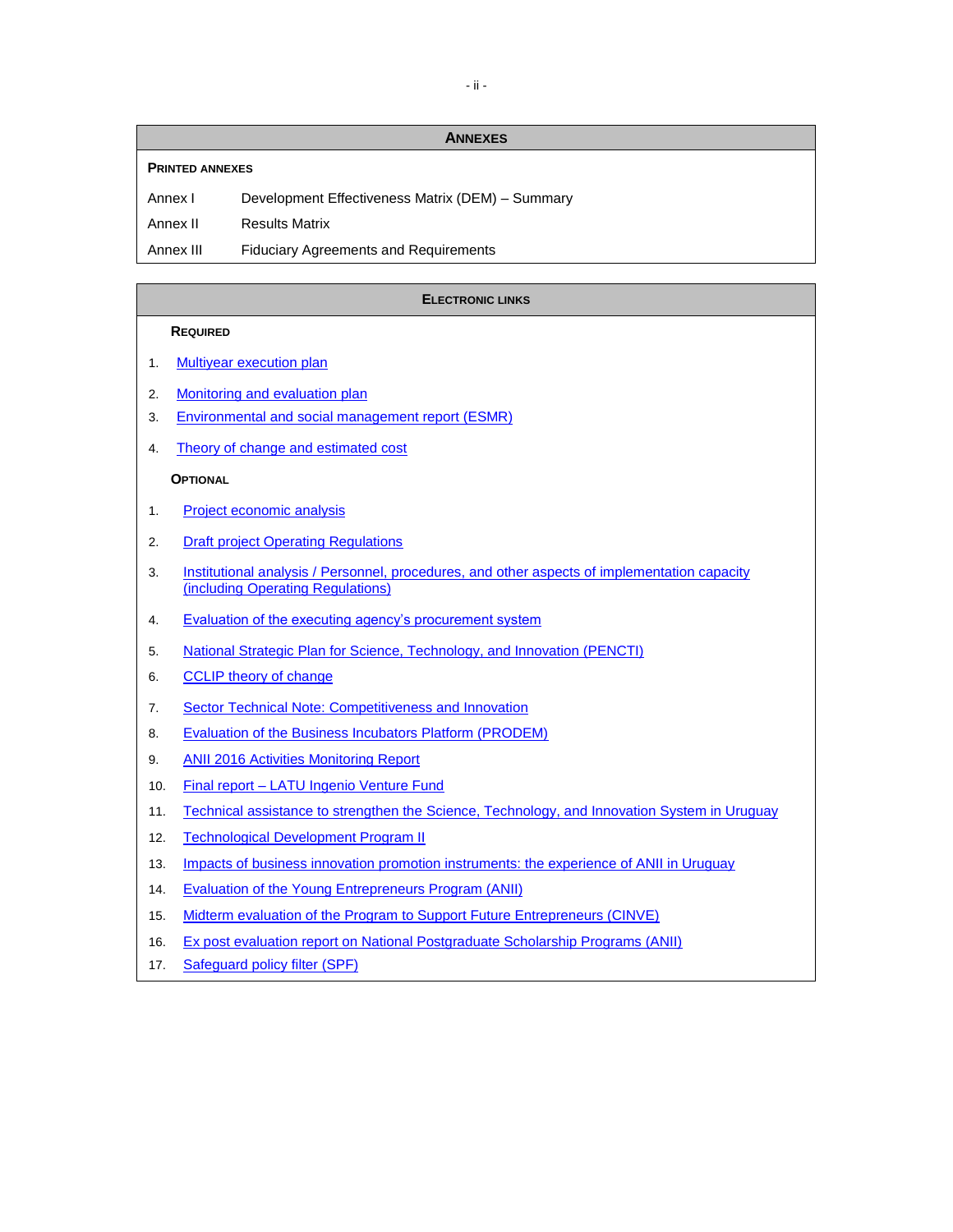## ANNEXES

**PRINTED ANNEXES**

| | |
|---|---|
| Annex I | Development Effectiveness Matrix (DEM) – Summary |
| Annex II | Results Matrix |
| Annex III | Fiduciary Agreements and Requirements |

## ELECTRONIC LINKS

**REQUIRED**

1. Multiyear execution plan
2. Monitoring and evaluation plan
3. Environmental and social management report (ESMR)
4. Theory of change and estimated cost

**OPTIONAL**

1. Project economic analysis
2. Draft project Operating Regulations
3. Institutional analysis / Personnel, procedures, and other aspects of implementation capacity (including Operating Regulations)
4. Evaluation of the executing agency's procurement system
5. National Strategic Plan for Science, Technology, and Innovation (PENCTI)
6. CCLIP theory of change
7. Sector Technical Note: Competitiveness and Innovation
8. Evaluation of the Business Incubators Platform (PRODEM)
9. ANII 2016 Activities Monitoring Report
10. Final report – LATU Ingenio Venture Fund
11. Technical assistance to strengthen the Science, Technology, and Innovation System in Uruguay
12. Technological Development Program II
13. Impacts of business innovation promotion instruments: the experience of ANII in Uruguay
14. Evaluation of the Young Entrepreneurs Program (ANII)
15. Midterm evaluation of the Program to Support Future Entrepreneurs (CINVE)
16. Ex post evaluation report on National Postgraduate Scholarship Programs (ANII)
17. Safeguard policy filter (SPF)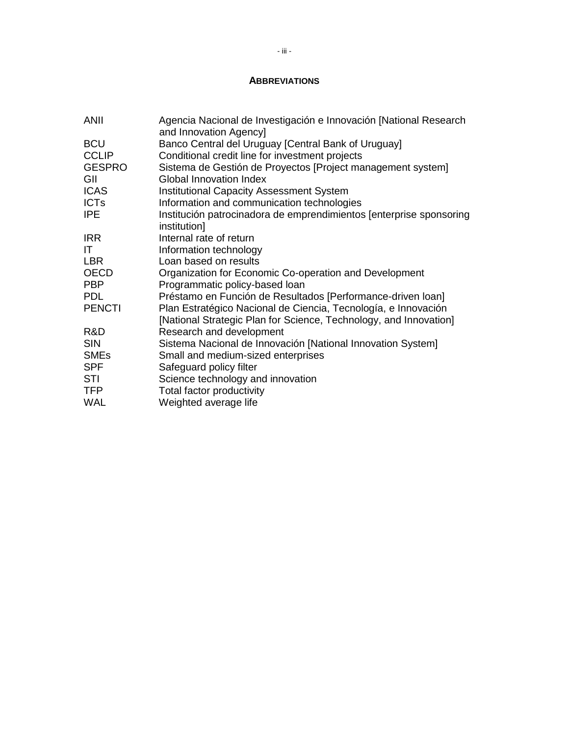## ABBREVIATIONS

| | |
|---|---|
| ANII | Agencia Nacional de Investigación e Innovación [National Research and Innovation Agency] |
| BCU | Banco Central del Uruguay [Central Bank of Uruguay] |
| CCLIP | Conditional credit line for investment projects |
| GESPRO | Sistema de Gestión de Proyectos [Project management system] |
| GII | Global Innovation Index |
| ICAS | Institutional Capacity Assessment System |
| ICTs | Information and communication technologies |
| IPE | Institución patrocinadora de emprendimientos [enterprise sponsoring institution] |
| IRR | Internal rate of return |
| IT | Information technology |
| LBR | Loan based on results |
| OECD | Organization for Economic Co-operation and Development |
| PBP | Programmatic policy-based loan |
| PDL | Préstamo en Función de Resultados [Performance-driven loan] |
| PENCTI | Plan Estratégico Nacional de Ciencia, Tecnología, e Innovación [National Strategic Plan for Science, Technology, and Innovation] |
| R&D | Research and development |
| SIN | Sistema Nacional de Innovación [National Innovation System] |
| SMEs | Small and medium-sized enterprises |
| SPF | Safeguard policy filter |
| STI | Science technology and innovation |
| TFP | Total factor productivity |
| WAL | Weighted average life |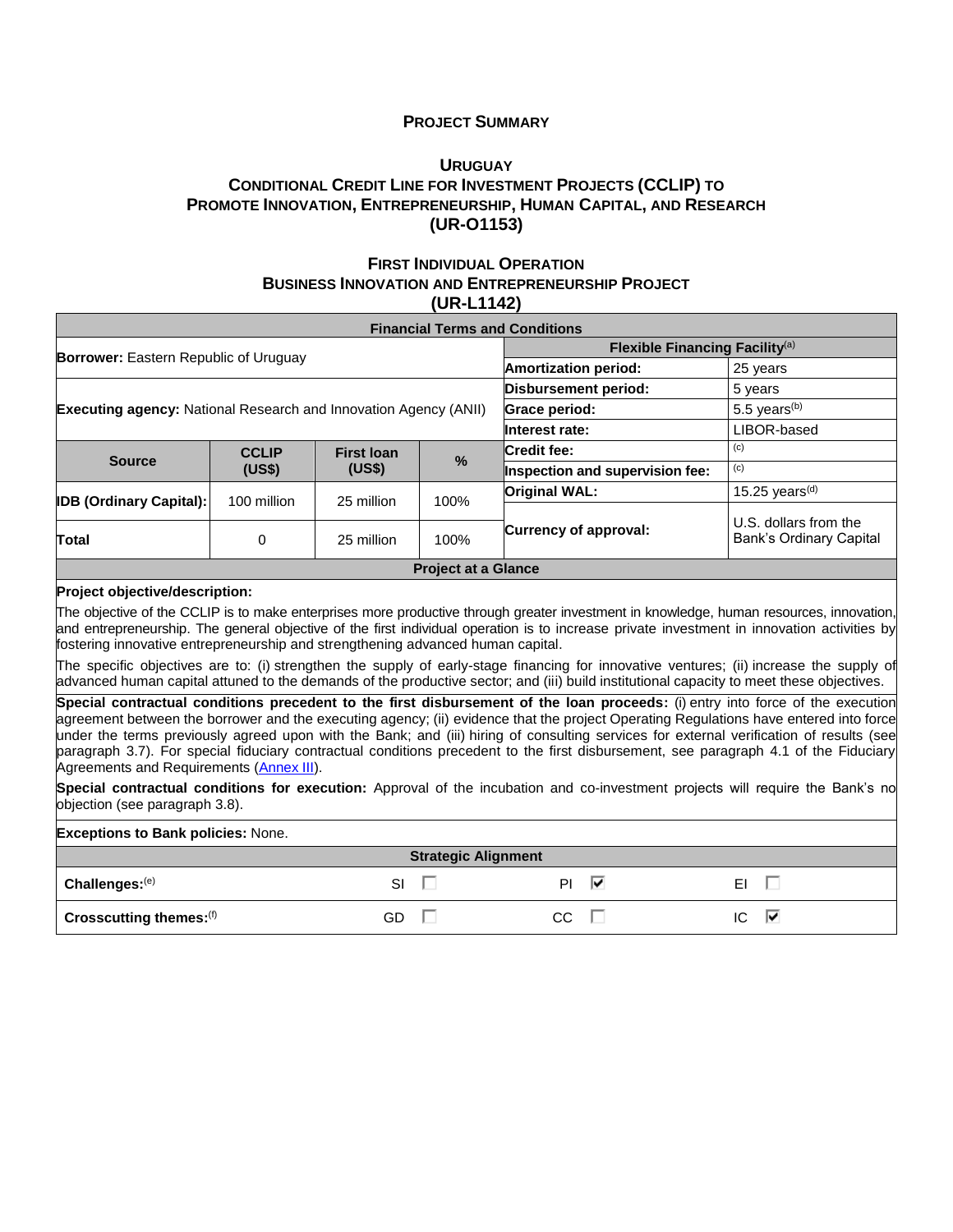# PROJECT SUMMARY

## URUGUAY
## CONDITIONAL CREDIT LINE FOR INVESTMENT PROJECTS (CCLIP) TO PROMOTE INNOVATION, ENTREPRENEURSHIP, HUMAN CAPITAL, AND RESEARCH (UR-O1153)

### FIRST INDIVIDUAL OPERATION
### BUSINESS INNOVATION AND ENTREPRENEURSHIP PROJECT (UR-L1142)

| Financial Terms and Conditions | | | | | |
|---|---|---|---|---|---|
| **Borrower:** Eastern Republic of Uruguay | | | | **Flexible Financing Facility**[(a)] | |
| | | | | **Amortization period:** | 25 years |
| **Executing agency:** National Research and Innovation Agency (ANII) | | | | **Disbursement period:** | 5 years |
| | | | | **Grace period:** | 5.5 years[(b)] |
| | | | | **Interest rate:** | LIBOR-based |
| **Source** | **CCLIP (US$)** | **First loan (US$)** | **%** | **Credit fee:** | [(c)] |
| | | | | **Inspection and supervision fee:** | [(c)] |
| **IDB (Ordinary Capital):** | 100 million | 25 million | 100% | **Original WAL:** | 15.25 years[(d)] |
| **Total** | 0 | 25 million | 100% | **Currency of approval:** | U.S. dollars from the Bank's Ordinary Capital |

**Project at a Glance**

**Project objective/description:**

The objective of the CCLIP is to make enterprises more productive through greater investment in knowledge, human resources, innovation, and entrepreneurship. The general objective of the first individual operation is to increase private investment in innovation activities by fostering innovative entrepreneurship and strengthening advanced human capital.

The specific objectives are to: (i) strengthen the supply of early-stage financing for innovative ventures; (ii) increase the supply of advanced human capital attuned to the demands of the productive sector; and (iii) build institutional capacity to meet these objectives.

**Special contractual conditions precedent to the first disbursement of the loan proceeds:** (i) entry into force of the execution agreement between the borrower and the executing agency; (ii) evidence that the project Operating Regulations have entered into force under the terms previously agreed upon with the Bank; and (iii) hiring of consulting services for external verification of results (see paragraph 3.7). For special fiduciary contractual conditions precedent to the first disbursement, see paragraph 4.1 of the Fiduciary Agreements and Requirements (Annex III).

**Special contractual conditions for execution:** Approval of the incubation and co-investment projects will require the Bank's no objection (see paragraph 3.8).

**Exceptions to Bank policies:** None.

| Strategic Alignment | | | |
|---|---|---|---|
| **Challenges:**[(e)] | SI ☐ | PI ☑ | EI ☐ |
| **Crosscutting themes:**[(f)] | GD ☐ | CC ☐ | IC ☑ |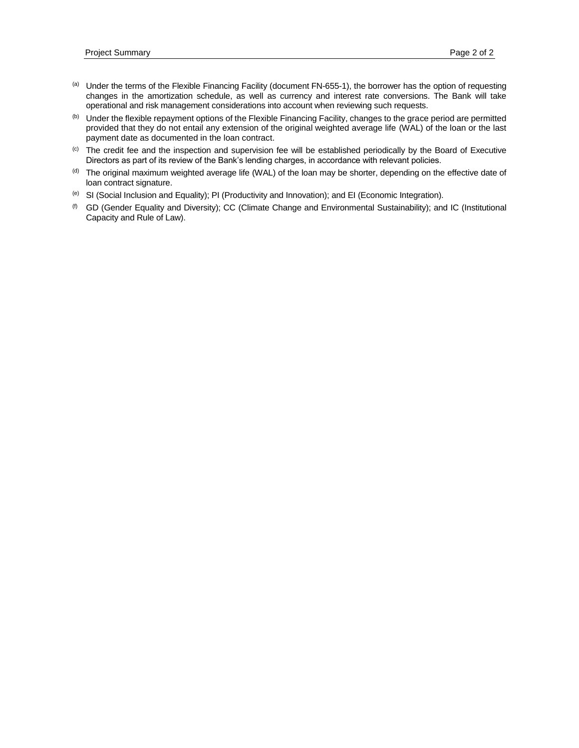[a] Under the terms of the Flexible Financing Facility (document FN-655-1), the borrower has the option of requesting changes in the amortization schedule, as well as currency and interest rate conversions. The Bank will take operational and risk management considerations into account when reviewing such requests.

[b] Under the flexible repayment options of the Flexible Financing Facility, changes to the grace period are permitted provided that they do not entail any extension of the original weighted average life (WAL) of the loan or the last payment date as documented in the loan contract.

[c] The credit fee and the inspection and supervision fee will be established periodically by the Board of Executive Directors as part of its review of the Bank's lending charges, in accordance with relevant policies.

[d] The original maximum weighted average life (WAL) of the loan may be shorter, depending on the effective date of loan contract signature.

[e] SI (Social Inclusion and Equality); PI (Productivity and Innovation); and EI (Economic Integration).

[f] GD (Gender Equality and Diversity); CC (Climate Change and Environmental Sustainability); and IC (Institutional Capacity and Rule of Law).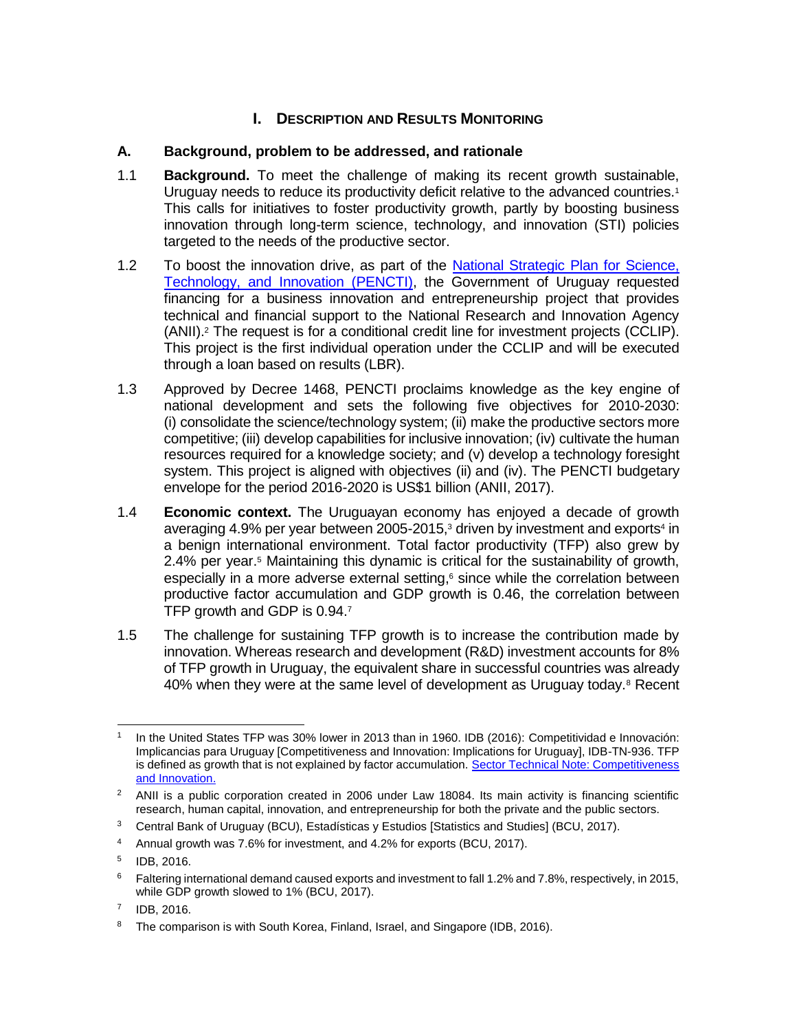# I. DESCRIPTION AND RESULTS MONITORING

## A. Background, problem to be addressed, and rationale

1.1 **Background.** To meet the challenge of making its recent growth sustainable, Uruguay needs to reduce its productivity deficit relative to the advanced countries.[1] This calls for initiatives to foster productivity growth, partly by boosting business innovation through long-term science, technology, and innovation (STI) policies targeted to the needs of the productive sector.

1.2 To boost the innovation drive, as part of the [National Strategic Plan for Science, Technology, and Innovation (PENCTI)](), the Government of Uruguay requested financing for a business innovation and entrepreneurship project that provides technical and financial support to the National Research and Innovation Agency (ANII).[2] The request is for a conditional credit line for investment projects (CCLIP). This project is the first individual operation under the CCLIP and will be executed through a loan based on results (LBR).

1.3 Approved by Decree 1468, PENCTI proclaims knowledge as the key engine of national development and sets the following five objectives for 2010-2030: (i) consolidate the science/technology system; (ii) make the productive sectors more competitive; (iii) develop capabilities for inclusive innovation; (iv) cultivate the human resources required for a knowledge society; and (v) develop a technology foresight system. This project is aligned with objectives (ii) and (iv). The PENCTI budgetary envelope for the period 2016-2020 is US$1 billion (ANII, 2017).

1.4 **Economic context.** The Uruguayan economy has enjoyed a decade of growth averaging 4.9% per year between 2005-2015,[3] driven by investment and exports[4] in a benign international environment. Total factor productivity (TFP) also grew by 2.4% per year.[5] Maintaining this dynamic is critical for the sustainability of growth, especially in a more adverse external setting,[6] since while the correlation between productive factor accumulation and GDP growth is 0.46, the correlation between TFP growth and GDP is 0.94.[7]

1.5 The challenge for sustaining TFP growth is to increase the contribution made by innovation. Whereas research and development (R&D) investment accounts for 8% of TFP growth in Uruguay, the equivalent share in successful countries was already 40% when they were at the same level of development as Uruguay today.[8] Recent

---

[1] In the United States TFP was 30% lower in 2013 than in 1960. IDB (2016): Competitividad e Innovación: Implicancias para Uruguay [Competitiveness and Innovation: Implications for Uruguay], IDB-TN-936. TFP is defined as growth that is not explained by factor accumulation. [Sector Technical Note: Competitiveness and Innovation.]()

[2] ANII is a public corporation created in 2006 under Law 18084. Its main activity is financing scientific research, human capital, innovation, and entrepreneurship for both the private and the public sectors.

[3] Central Bank of Uruguay (BCU), Estadísticas y Estudios [Statistics and Studies] (BCU, 2017).

[4] Annual growth was 7.6% for investment, and 4.2% for exports (BCU, 2017).

[5] IDB, 2016.

[6] Faltering international demand caused exports and investment to fall 1.2% and 7.8%, respectively, in 2015, while GDP growth slowed to 1% (BCU, 2017).

[7] IDB, 2016.

[8] The comparison is with South Korea, Finland, Israel, and Singapore (IDB, 2016).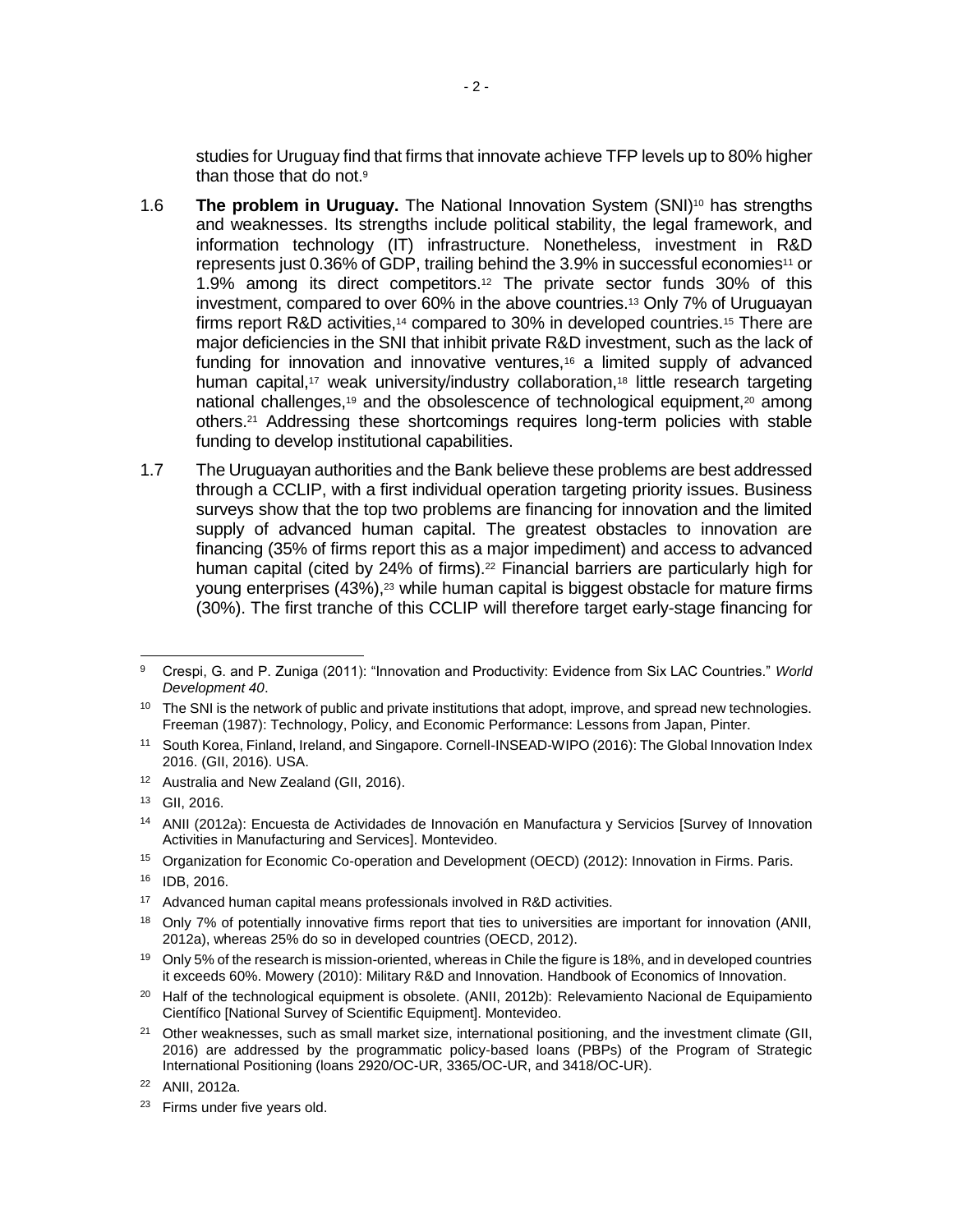studies for Uruguay find that firms that innovate achieve TFP levels up to 80% higher than those that do not.[9]

1.6 **The problem in Uruguay.** The National Innovation System (SNI)[10] has strengths and weaknesses. Its strengths include political stability, the legal framework, and information technology (IT) infrastructure. Nonetheless, investment in R&D represents just 0.36% of GDP, trailing behind the 3.9% in successful economies[11] or 1.9% among its direct competitors.[12] The private sector funds 30% of this investment, compared to over 60% in the above countries.[13] Only 7% of Uruguayan firms report R&D activities,[14] compared to 30% in developed countries.[15] There are major deficiencies in the SNI that inhibit private R&D investment, such as the lack of funding for innovation and innovative ventures,[16] a limited supply of advanced human capital,[17] weak university/industry collaboration,[18] little research targeting national challenges,[19] and the obsolescence of technological equipment,[20] among others.[21] Addressing these shortcomings requires long-term policies with stable funding to develop institutional capabilities.

1.7 The Uruguayan authorities and the Bank believe these problems are best addressed through a CCLIP, with a first individual operation targeting priority issues. Business surveys show that the top two problems are financing for innovation and the limited supply of advanced human capital. The greatest obstacles to innovation are financing (35% of firms report this as a major impediment) and access to advanced human capital (cited by 24% of firms).[22] Financial barriers are particularly high for young enterprises (43%),[23] while human capital is biggest obstacle for mature firms (30%). The first tranche of this CCLIP will therefore target early-stage financing for

---

[9] Crespi, G. and P. Zuniga (2011): "Innovation and Productivity: Evidence from Six LAC Countries." *World Development 40*.

[10] The SNI is the network of public and private institutions that adopt, improve, and spread new technologies. Freeman (1987): Technology, Policy, and Economic Performance: Lessons from Japan, Pinter.

[11] South Korea, Finland, Ireland, and Singapore. Cornell-INSEAD-WIPO (2016): The Global Innovation Index 2016. (GII, 2016). USA.

[12] Australia and New Zealand (GII, 2016).

[13] GII, 2016.

[14] ANII (2012a): Encuesta de Actividades de Innovación en Manufactura y Servicios [Survey of Innovation Activities in Manufacturing and Services]. Montevideo.

[15] Organization for Economic Co-operation and Development (OECD) (2012): Innovation in Firms. Paris.

[16] IDB, 2016.

[17] Advanced human capital means professionals involved in R&D activities.

[18] Only 7% of potentially innovative firms report that ties to universities are important for innovation (ANII, 2012a), whereas 25% do so in developed countries (OECD, 2012).

[19] Only 5% of the research is mission-oriented, whereas in Chile the figure is 18%, and in developed countries it exceeds 60%. Mowery (2010): Military R&D and Innovation. Handbook of Economics of Innovation.

[20] Half of the technological equipment is obsolete. (ANII, 2012b): Relevamiento Nacional de Equipamiento Científico [National Survey of Scientific Equipment]. Montevideo.

[21] Other weaknesses, such as small market size, international positioning, and the investment climate (GII, 2016) are addressed by the programmatic policy-based loans (PBPs) of the Program of Strategic International Positioning (loans 2920/OC-UR, 3365/OC-UR, and 3418/OC-UR).

[22] ANII, 2012a.

[23] Firms under five years old.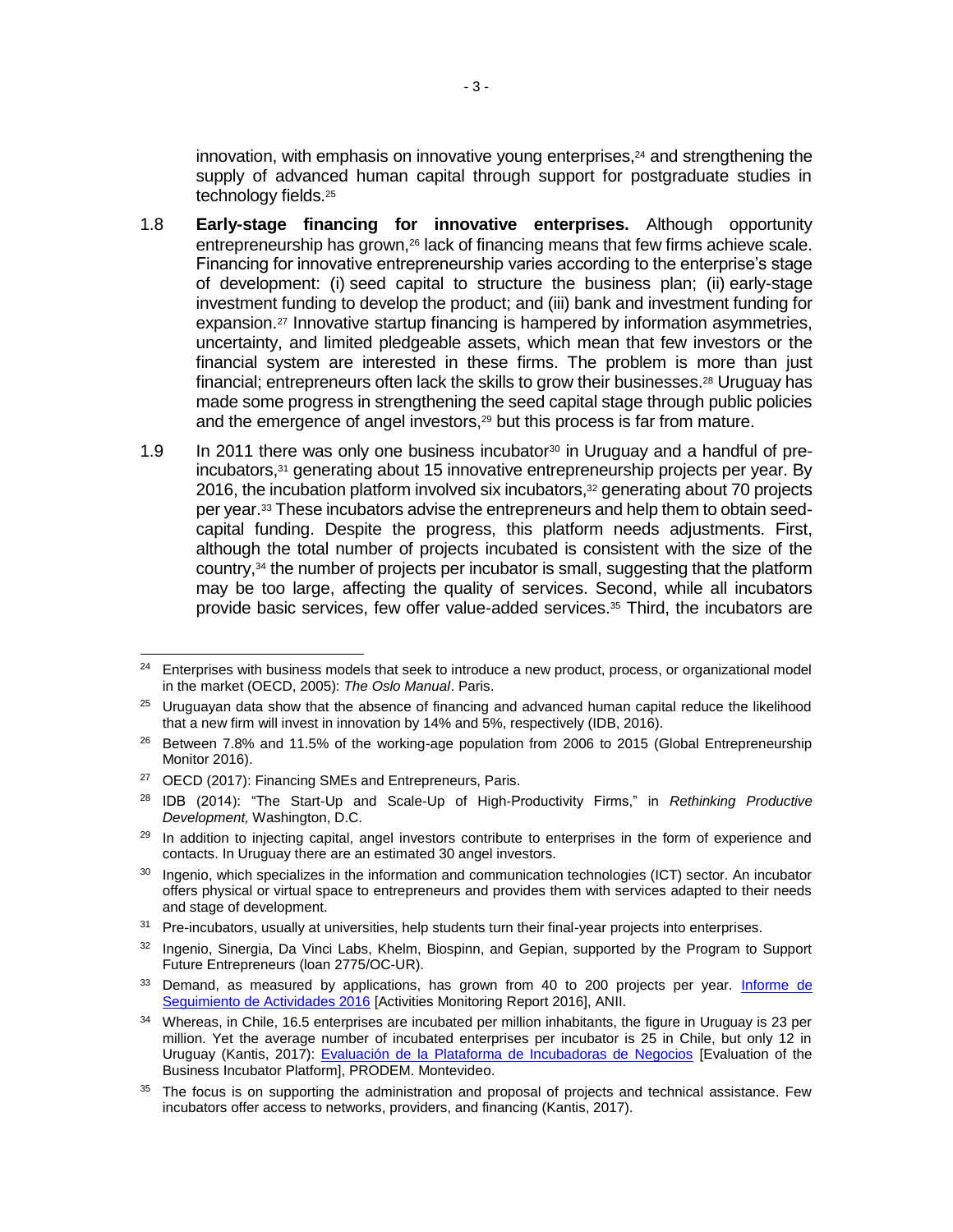innovation, with emphasis on innovative young enterprises,[24] and strengthening the supply of advanced human capital through support for postgraduate studies in technology fields.[25]

1.8 **Early-stage financing for innovative enterprises.** Although opportunity entrepreneurship has grown,[26] lack of financing means that few firms achieve scale. Financing for innovative entrepreneurship varies according to the enterprise's stage of development: (i) seed capital to structure the business plan; (ii) early-stage investment funding to develop the product; and (iii) bank and investment funding for expansion.[27] Innovative startup financing is hampered by information asymmetries, uncertainty, and limited pledgeable assets, which mean that few investors or the financial system are interested in these firms. The problem is more than just financial; entrepreneurs often lack the skills to grow their businesses.[28] Uruguay has made some progress in strengthening the seed capital stage through public policies and the emergence of angel investors,[29] but this process is far from mature.

1.9 In 2011 there was only one business incubator[30] in Uruguay and a handful of pre-incubators,[31] generating about 15 innovative entrepreneurship projects per year. By 2016, the incubation platform involved six incubators,[32] generating about 70 projects per year.[33] These incubators advise the entrepreneurs and help them to obtain seed-capital funding. Despite the progress, this platform needs adjustments. First, although the total number of projects incubated is consistent with the size of the country,[34] the number of projects per incubator is small, suggesting that the platform may be too large, affecting the quality of services. Second, while all incubators provide basic services, few offer value-added services.[35] Third, the incubators are

---

[24] Enterprises with business models that seek to introduce a new product, process, or organizational model in the market (OECD, 2005): *The Oslo Manual*. Paris.

[25] Uruguayan data show that the absence of financing and advanced human capital reduce the likelihood that a new firm will invest in innovation by 14% and 5%, respectively (IDB, 2016).

[26] Between 7.8% and 11.5% of the working-age population from 2006 to 2015 (Global Entrepreneurship Monitor 2016).

[27] OECD (2017): Financing SMEs and Entrepreneurs, Paris.

[28] IDB (2014): "The Start-Up and Scale-Up of High-Productivity Firms," in *Rethinking Productive Development,* Washington, D.C.

[29] In addition to injecting capital, angel investors contribute to enterprises in the form of experience and contacts. In Uruguay there are an estimated 30 angel investors.

[30] Ingenio, which specializes in the information and communication technologies (ICT) sector. An incubator offers physical or virtual space to entrepreneurs and provides them with services adapted to their needs and stage of development.

[31] Pre-incubators, usually at universities, help students turn their final-year projects into enterprises.

[32] Ingenio, Sinergia, Da Vinci Labs, Khelm, Biospinn, and Gepian, supported by the Program to Support Future Entrepreneurs (loan 2775/OC-UR).

[33] Demand, as measured by applications, has grown from 40 to 200 projects per year. Informe de Seguimiento de Actividades 2016 [Activities Monitoring Report 2016], ANII.

[34] Whereas, in Chile, 16.5 enterprises are incubated per million inhabitants, the figure in Uruguay is 23 per million. Yet the average number of incubated enterprises per incubator is 25 in Chile, but only 12 in Uruguay (Kantis, 2017): Evaluación de la Plataforma de Incubadoras de Negocios [Evaluation of the Business Incubator Platform], PRODEM. Montevideo.

[35] The focus is on supporting the administration and proposal of projects and technical assistance. Few incubators offer access to networks, providers, and financing (Kantis, 2017).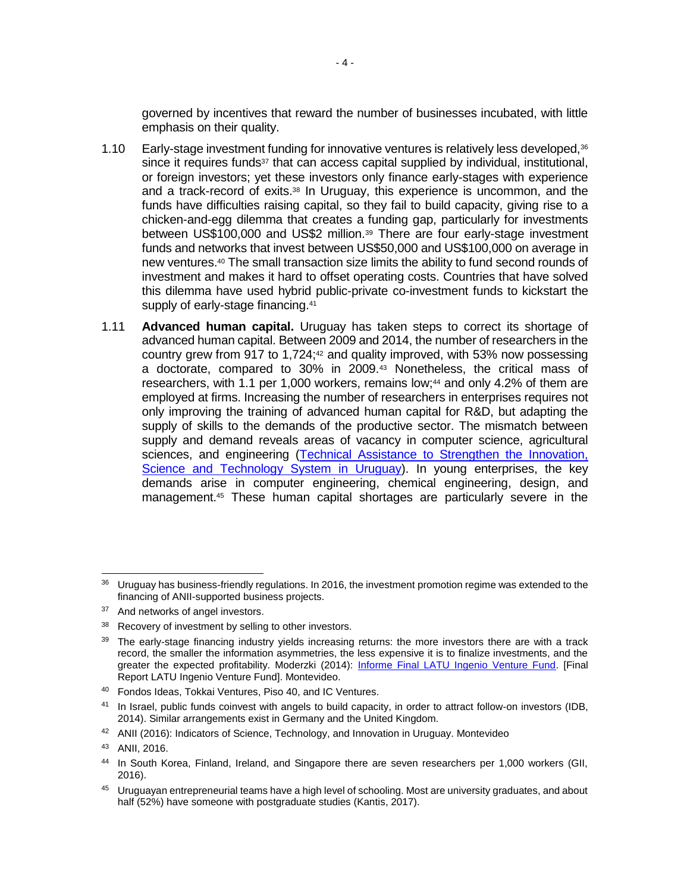governed by incentives that reward the number of businesses incubated, with little emphasis on their quality.

1.10 Early-stage investment funding for innovative ventures is relatively less developed,[36] since it requires funds[37] that can access capital supplied by individual, institutional, or foreign investors; yet these investors only finance early-stages with experience and a track-record of exits.[38] In Uruguay, this experience is uncommon, and the funds have difficulties raising capital, so they fail to build capacity, giving rise to a chicken-and-egg dilemma that creates a funding gap, particularly for investments between US$100,000 and US$2 million.[39] There are four early-stage investment funds and networks that invest between US$50,000 and US$100,000 on average in new ventures.[40] The small transaction size limits the ability to fund second rounds of investment and makes it hard to offset operating costs. Countries that have solved this dilemma have used hybrid public-private co-investment funds to kickstart the supply of early-stage financing.[41]

1.11 **Advanced human capital.** Uruguay has taken steps to correct its shortage of advanced human capital. Between 2009 and 2014, the number of researchers in the country grew from 917 to 1,724;[42] and quality improved, with 53% now possessing a doctorate, compared to 30% in 2009.[43] Nonetheless, the critical mass of researchers, with 1.1 per 1,000 workers, remains low;[44] and only 4.2% of them are employed at firms. Increasing the number of researchers in enterprises requires not only improving the training of advanced human capital for R&D, but adapting the supply of skills to the demands of the productive sector. The mismatch between supply and demand reveals areas of vacancy in computer science, agricultural sciences, and engineering (Technical Assistance to Strengthen the Innovation, Science and Technology System in Uruguay). In young enterprises, the key demands arise in computer engineering, chemical engineering, design, and management.[45] These human capital shortages are particularly severe in the

---

[36] Uruguay has business-friendly regulations. In 2016, the investment promotion regime was extended to the financing of ANII-supported business projects.

[37] And networks of angel investors.

[38] Recovery of investment by selling to other investors.

[39] The early-stage financing industry yields increasing returns: the more investors there are with a track record, the smaller the information asymmetries, the less expensive it is to finalize investments, and the greater the expected profitability. Moderzki (2014): Informe Final LATU Ingenio Venture Fund. [Final Report LATU Ingenio Venture Fund]. Montevideo.

[40] Fondos Ideas, Tokkai Ventures, Piso 40, and IC Ventures.

[41] In Israel, public funds coinvest with angels to build capacity, in order to attract follow-on investors (IDB, 2014). Similar arrangements exist in Germany and the United Kingdom.

[42] ANII (2016): Indicators of Science, Technology, and Innovation in Uruguay. Montevideo

[43] ANII, 2016.

[44] In South Korea, Finland, Ireland, and Singapore there are seven researchers per 1,000 workers (GII, 2016).

[45] Uruguayan entrepreneurial teams have a high level of schooling. Most are university graduates, and about half (52%) have someone with postgraduate studies (Kantis, 2017).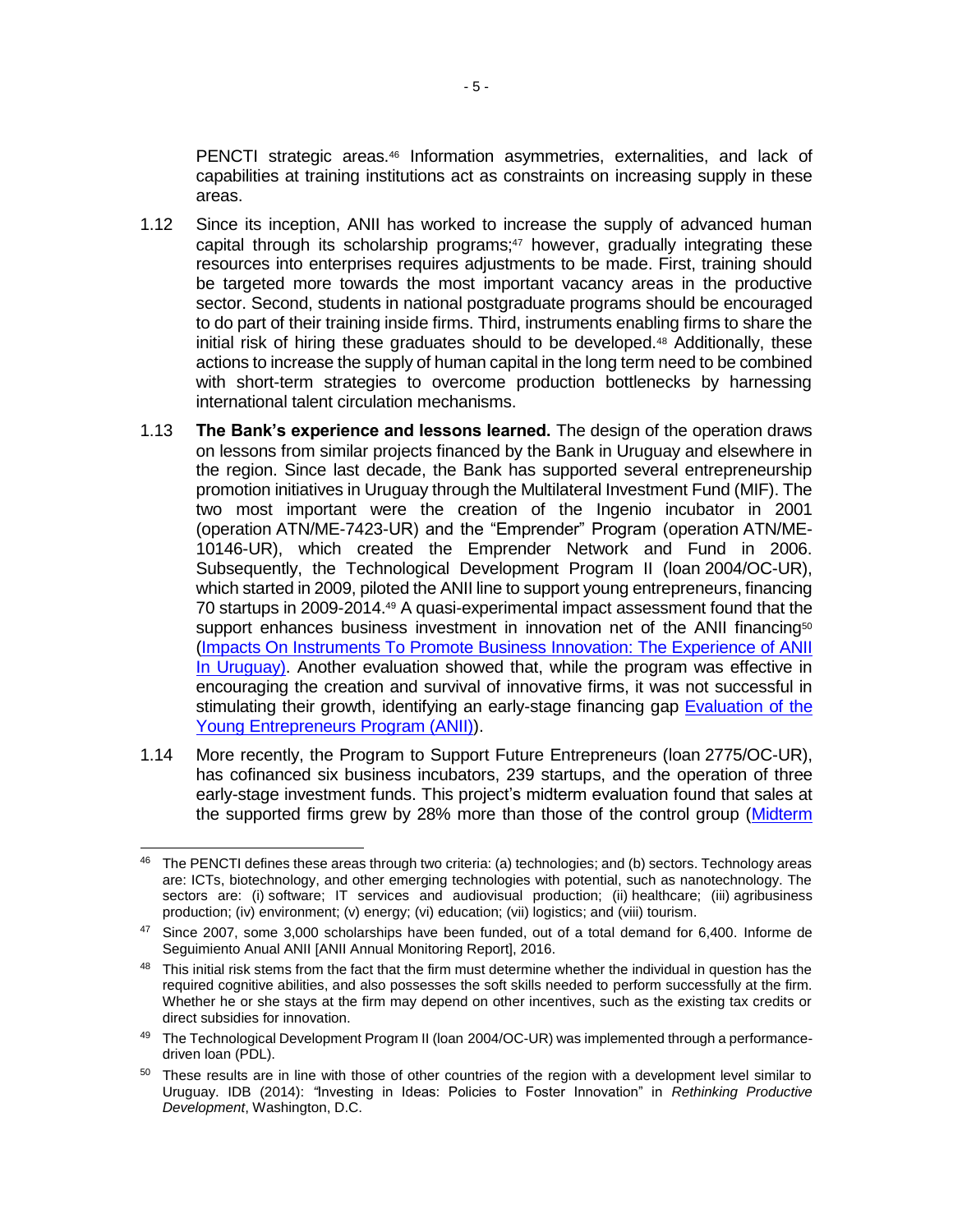PENCTI strategic areas.[46] Information asymmetries, externalities, and lack of capabilities at training institutions act as constraints on increasing supply in these areas.

1.12 Since its inception, ANII has worked to increase the supply of advanced human capital through its scholarship programs;[47] however, gradually integrating these resources into enterprises requires adjustments to be made. First, training should be targeted more towards the most important vacancy areas in the productive sector. Second, students in national postgraduate programs should be encouraged to do part of their training inside firms. Third, instruments enabling firms to share the initial risk of hiring these graduates should to be developed.[48] Additionally, these actions to increase the supply of human capital in the long term need to be combined with short-term strategies to overcome production bottlenecks by harnessing international talent circulation mechanisms.

1.13 **The Bank's experience and lessons learned.** The design of the operation draws on lessons from similar projects financed by the Bank in Uruguay and elsewhere in the region. Since last decade, the Bank has supported several entrepreneurship promotion initiatives in Uruguay through the Multilateral Investment Fund (MIF). The two most important were the creation of the Ingenio incubator in 2001 (operation ATN/ME-7423-UR) and the "Emprender" Program (operation ATN/ME-10146-UR), which created the Emprender Network and Fund in 2006. Subsequently, the Technological Development Program II (loan 2004/OC-UR), which started in 2009, piloted the ANII line to support young entrepreneurs, financing 70 startups in 2009-2014.[49] A quasi-experimental impact assessment found that the support enhances business investment in innovation net of the ANII financing[50] (Impacts On Instruments To Promote Business Innovation: The Experience of ANII In Uruguay). Another evaluation showed that, while the program was effective in encouraging the creation and survival of innovative firms, it was not successful in stimulating their growth, identifying an early-stage financing gap Evaluation of the Young Entrepreneurs Program (ANII)).

1.14 More recently, the Program to Support Future Entrepreneurs (loan 2775/OC-UR), has cofinanced six business incubators, 239 startups, and the operation of three early-stage investment funds. This project's midterm evaluation found that sales at the supported firms grew by 28% more than those of the control group (Midterm

---

[46] The PENCTI defines these areas through two criteria: (a) technologies; and (b) sectors. Technology areas are: ICTs, biotechnology, and other emerging technologies with potential, such as nanotechnology. The sectors are: (i) software; IT services and audiovisual production; (ii) healthcare; (iii) agribusiness production; (iv) environment; (v) energy; (vi) education; (vii) logistics; and (viii) tourism.

[47] Since 2007, some 3,000 scholarships have been funded, out of a total demand for 6,400. Informe de Seguimiento Anual ANII [ANII Annual Monitoring Report], 2016.

[48] This initial risk stems from the fact that the firm must determine whether the individual in question has the required cognitive abilities, and also possesses the soft skills needed to perform successfully at the firm. Whether he or she stays at the firm may depend on other incentives, such as the existing tax credits or direct subsidies for innovation.

[49] The Technological Development Program II (loan 2004/OC-UR) was implemented through a performance-driven loan (PDL).

[50] These results are in line with those of other countries of the region with a development level similar to Uruguay. IDB (2014): "Investing in Ideas: Policies to Foster Innovation" in *Rethinking Productive Development*, Washington, D.C.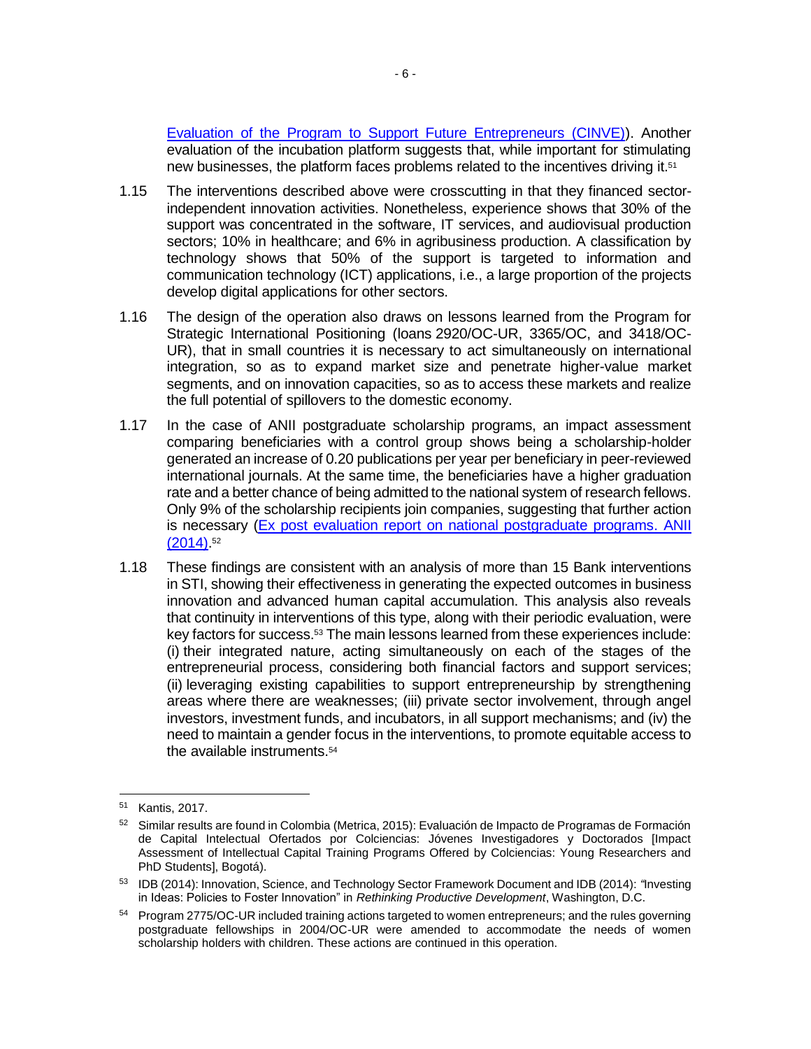Evaluation of the Program to Support Future Entrepreneurs (CINVE)). Another evaluation of the incubation platform suggests that, while important for stimulating new businesses, the platform faces problems related to the incentives driving it.[51]

1.15 The interventions described above were crosscutting in that they financed sector-independent innovation activities. Nonetheless, experience shows that 30% of the support was concentrated in the software, IT services, and audiovisual production sectors; 10% in healthcare; and 6% in agribusiness production. A classification by technology shows that 50% of the support is targeted to information and communication technology (ICT) applications, i.e., a large proportion of the projects develop digital applications for other sectors.

1.16 The design of the operation also draws on lessons learned from the Program for Strategic International Positioning (loans 2920/OC-UR, 3365/OC, and 3418/OC-UR), that in small countries it is necessary to act simultaneously on international integration, so as to expand market size and penetrate higher-value market segments, and on innovation capacities, so as to access these markets and realize the full potential of spillovers to the domestic economy.

1.17 In the case of ANII postgraduate scholarship programs, an impact assessment comparing beneficiaries with a control group shows being a scholarship-holder generated an increase of 0.20 publications per year per beneficiary in peer-reviewed international journals. At the same time, the beneficiaries have a higher graduation rate and a better chance of being admitted to the national system of research fellows. Only 9% of the scholarship recipients join companies, suggesting that further action is necessary (Ex post evaluation report on national postgraduate programs. ANII (2014)).[52]

1.18 These findings are consistent with an analysis of more than 15 Bank interventions in STI, showing their effectiveness in generating the expected outcomes in business innovation and advanced human capital accumulation. This analysis also reveals that continuity in interventions of this type, along with their periodic evaluation, were key factors for success.[53] The main lessons learned from these experiences include: (i) their integrated nature, acting simultaneously on each of the stages of the entrepreneurial process, considering both financial factors and support services; (ii) leveraging existing capabilities to support entrepreneurship by strengthening areas where there are weaknesses; (iii) private sector involvement, through angel investors, investment funds, and incubators, in all support mechanisms; and (iv) the need to maintain a gender focus in the interventions, to promote equitable access to the available instruments.[54]

---

[51] Kantis, 2017.

[52] Similar results are found in Colombia (Metrica, 2015): Evaluación de Impacto de Programas de Formación de Capital Intelectual Ofertados por Colciencias: Jóvenes Investigadores y Doctorados [Impact Assessment of Intellectual Capital Training Programs Offered by Colciencias: Young Researchers and PhD Students], Bogotá).

[53] IDB (2014): Innovation, Science, and Technology Sector Framework Document and IDB (2014): "Investing in Ideas: Policies to Foster Innovation" in *Rethinking Productive Development*, Washington, D.C.

[54] Program 2775/OC-UR included training actions targeted to women entrepreneurs; and the rules governing postgraduate fellowships in 2004/OC-UR were amended to accommodate the needs of women scholarship holders with children. These actions are continued in this operation.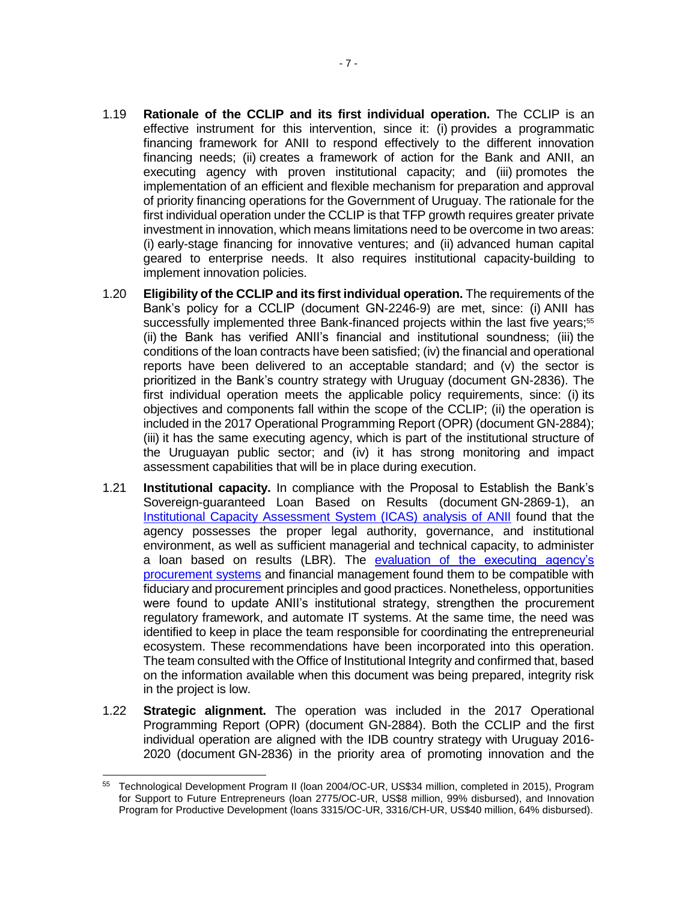1.19 **Rationale of the CCLIP and its first individual operation.** The CCLIP is an effective instrument for this intervention, since it: (i) provides a programmatic financing framework for ANII to respond effectively to the different innovation financing needs; (ii) creates a framework of action for the Bank and ANII, an executing agency with proven institutional capacity; and (iii) promotes the implementation of an efficient and flexible mechanism for preparation and approval of priority financing operations for the Government of Uruguay. The rationale for the first individual operation under the CCLIP is that TFP growth requires greater private investment in innovation, which means limitations need to be overcome in two areas: (i) early-stage financing for innovative ventures; and (ii) advanced human capital geared to enterprise needs. It also requires institutional capacity-building to implement innovation policies.

1.20 **Eligibility of the CCLIP and its first individual operation.** The requirements of the Bank's policy for a CCLIP (document GN-2246-9) are met, since: (i) ANII has successfully implemented three Bank-financed projects within the last five years;[55] (ii) the Bank has verified ANII's financial and institutional soundness; (iii) the conditions of the loan contracts have been satisfied; (iv) the financial and operational reports have been delivered to an acceptable standard; and (v) the sector is prioritized in the Bank's country strategy with Uruguay (document GN-2836). The first individual operation meets the applicable policy requirements, since: (i) its objectives and components fall within the scope of the CCLIP; (ii) the operation is included in the 2017 Operational Programming Report (OPR) (document GN-2884); (iii) it has the same executing agency, which is part of the institutional structure of the Uruguayan public sector; and (iv) it has strong monitoring and impact assessment capabilities that will be in place during execution.

1.21 **Institutional capacity.** In compliance with the Proposal to Establish the Bank's Sovereign-guaranteed Loan Based on Results (document GN-2869-1), an Institutional Capacity Assessment System (ICAS) analysis of ANII found that the agency possesses the proper legal authority, governance, and institutional environment, as well as sufficient managerial and technical capacity, to administer a loan based on results (LBR). The evaluation of the executing agency's procurement systems and financial management found them to be compatible with fiduciary and procurement principles and good practices. Nonetheless, opportunities were found to update ANII's institutional strategy, strengthen the procurement regulatory framework, and automate IT systems. At the same time, the need was identified to keep in place the team responsible for coordinating the entrepreneurial ecosystem. These recommendations have been incorporated into this operation. The team consulted with the Office of Institutional Integrity and confirmed that, based on the information available when this document was being prepared, integrity risk in the project is low.

1.22 **Strategic alignment.** The operation was included in the 2017 Operational Programming Report (OPR) (document GN-2884). Both the CCLIP and the first individual operation are aligned with the IDB country strategy with Uruguay 2016-2020 (document GN-2836) in the priority area of promoting innovation and the

---

[55] Technological Development Program II (loan 2004/OC-UR, US$34 million, completed in 2015), Program for Support to Future Entrepreneurs (loan 2775/OC-UR, US$8 million, 99% disbursed), and Innovation Program for Productive Development (loans 3315/OC-UR, 3316/CH-UR, US$40 million, 64% disbursed).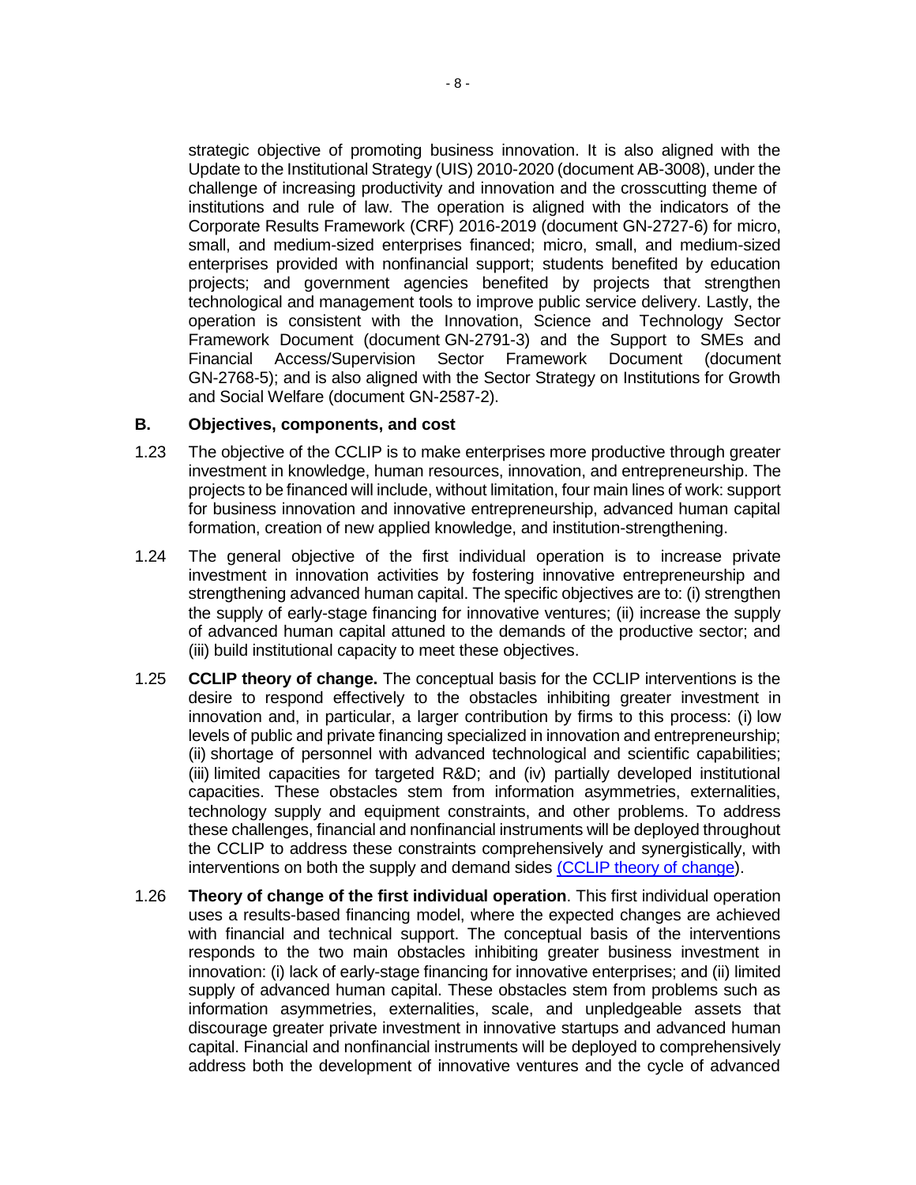strategic objective of promoting business innovation. It is also aligned with the Update to the Institutional Strategy (UIS) 2010-2020 (document AB-3008), under the challenge of increasing productivity and innovation and the crosscutting theme of institutions and rule of law. The operation is aligned with the indicators of the Corporate Results Framework (CRF) 2016-2019 (document GN-2727-6) for micro, small, and medium-sized enterprises financed; micro, small, and medium-sized enterprises provided with nonfinancial support; students benefited by education projects; and government agencies benefited by projects that strengthen technological and management tools to improve public service delivery. Lastly, the operation is consistent with the Innovation, Science and Technology Sector Framework Document (document GN-2791-3) and the Support to SMEs and Financial Access/Supervision Sector Framework Document (document GN-2768-5); and is also aligned with the Sector Strategy on Institutions for Growth and Social Welfare (document GN-2587-2).

## B. Objectives, components, and cost

1.23 The objective of the CCLIP is to make enterprises more productive through greater investment in knowledge, human resources, innovation, and entrepreneurship. The projects to be financed will include, without limitation, four main lines of work: support for business innovation and innovative entrepreneurship, advanced human capital formation, creation of new applied knowledge, and institution-strengthening.

1.24 The general objective of the first individual operation is to increase private investment in innovation activities by fostering innovative entrepreneurship and strengthening advanced human capital. The specific objectives are to: (i) strengthen the supply of early-stage financing for innovative ventures; (ii) increase the supply of advanced human capital attuned to the demands of the productive sector; and (iii) build institutional capacity to meet these objectives.

1.25 **CCLIP theory of change.** The conceptual basis for the CCLIP interventions is the desire to respond effectively to the obstacles inhibiting greater investment in innovation and, in particular, a larger contribution by firms to this process: (i) low levels of public and private financing specialized in innovation and entrepreneurship; (ii) shortage of personnel with advanced technological and scientific capabilities; (iii) limited capacities for targeted R&D; and (iv) partially developed institutional capacities. These obstacles stem from information asymmetries, externalities, technology supply and equipment constraints, and other problems. To address these challenges, financial and nonfinancial instruments will be deployed throughout the CCLIP to address these constraints comprehensively and synergistically, with interventions on both the supply and demand sides (CCLIP theory of change).

1.26 **Theory of change of the first individual operation**. This first individual operation uses a results-based financing model, where the expected changes are achieved with financial and technical support. The conceptual basis of the interventions responds to the two main obstacles inhibiting greater business investment in innovation: (i) lack of early-stage financing for innovative enterprises; and (ii) limited supply of advanced human capital. These obstacles stem from problems such as information asymmetries, externalities, scale, and unpledgeable assets that discourage greater private investment in innovative startups and advanced human capital. Financial and nonfinancial instruments will be deployed to comprehensively address both the development of innovative ventures and the cycle of advanced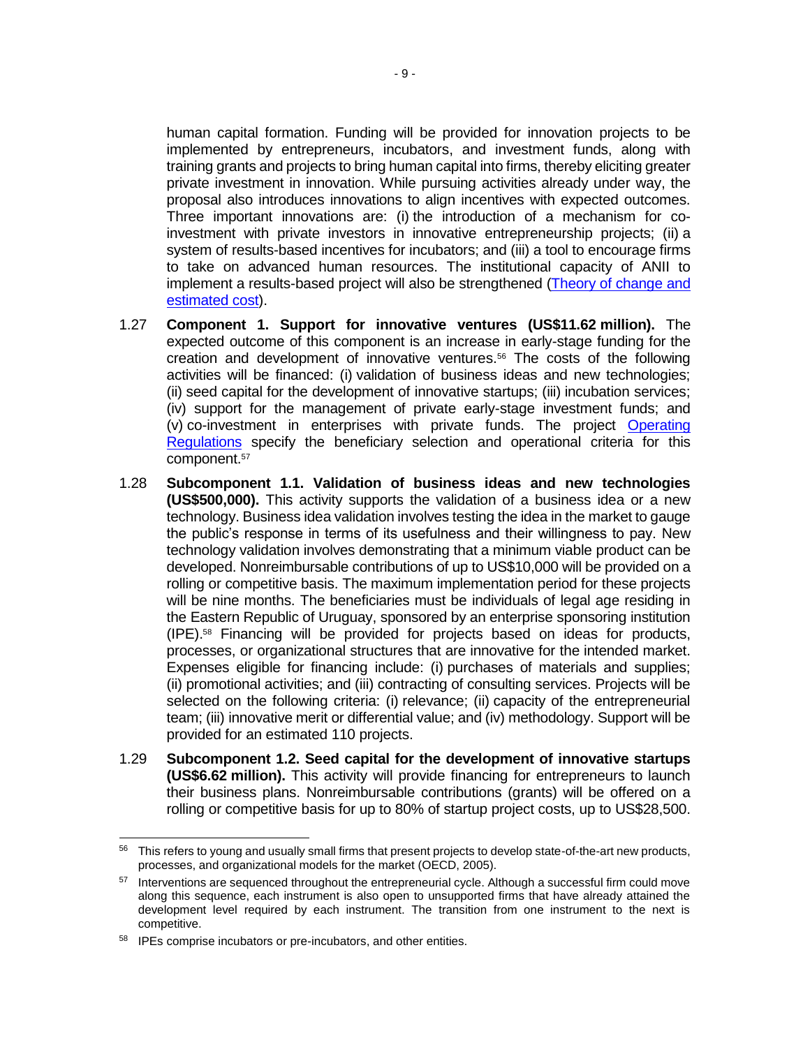human capital formation. Funding will be provided for innovation projects to be implemented by entrepreneurs, incubators, and investment funds, along with training grants and projects to bring human capital into firms, thereby eliciting greater private investment in innovation. While pursuing activities already under way, the proposal also introduces innovations to align incentives with expected outcomes. Three important innovations are: (i) the introduction of a mechanism for co-investment with private investors in innovative entrepreneurship projects; (ii) a system of results-based incentives for incubators; and (iii) a tool to encourage firms to take on advanced human resources. The institutional capacity of ANII to implement a results-based project will also be strengthened (Theory of change and estimated cost).

1.27 **Component 1. Support for innovative ventures (US$11.62 million).** The expected outcome of this component is an increase in early-stage funding for the creation and development of innovative ventures.[56] The costs of the following activities will be financed: (i) validation of business ideas and new technologies; (ii) seed capital for the development of innovative startups; (iii) incubation services; (iv) support for the management of private early-stage investment funds; and (v) co-investment in enterprises with private funds. The project Operating Regulations specify the beneficiary selection and operational criteria for this component.[57]

1.28 **Subcomponent 1.1. Validation of business ideas and new technologies (US$500,000).** This activity supports the validation of a business idea or a new technology. Business idea validation involves testing the idea in the market to gauge the public's response in terms of its usefulness and their willingness to pay. New technology validation involves demonstrating that a minimum viable product can be developed. Nonreimbursable contributions of up to US$10,000 will be provided on a rolling or competitive basis. The maximum implementation period for these projects will be nine months. The beneficiaries must be individuals of legal age residing in the Eastern Republic of Uruguay, sponsored by an enterprise sponsoring institution (IPE).[58] Financing will be provided for projects based on ideas for products, processes, or organizational structures that are innovative for the intended market. Expenses eligible for financing include: (i) purchases of materials and supplies; (ii) promotional activities; and (iii) contracting of consulting services. Projects will be selected on the following criteria: (i) relevance; (ii) capacity of the entrepreneurial team; (iii) innovative merit or differential value; and (iv) methodology. Support will be provided for an estimated 110 projects.

1.29 **Subcomponent 1.2. Seed capital for the development of innovative startups (US$6.62 million).** This activity will provide financing for entrepreneurs to launch their business plans. Nonreimbursable contributions (grants) will be offered on a rolling or competitive basis for up to 80% of startup project costs, up to US$28,500.

---

[56] This refers to young and usually small firms that present projects to develop state-of-the-art new products, processes, and organizational models for the market (OECD, 2005).

[57] Interventions are sequenced throughout the entrepreneurial cycle. Although a successful firm could move along this sequence, each instrument is also open to unsupported firms that have already attained the development level required by each instrument. The transition from one instrument to the next is competitive.

[58] IPEs comprise incubators or pre-incubators, and other entities.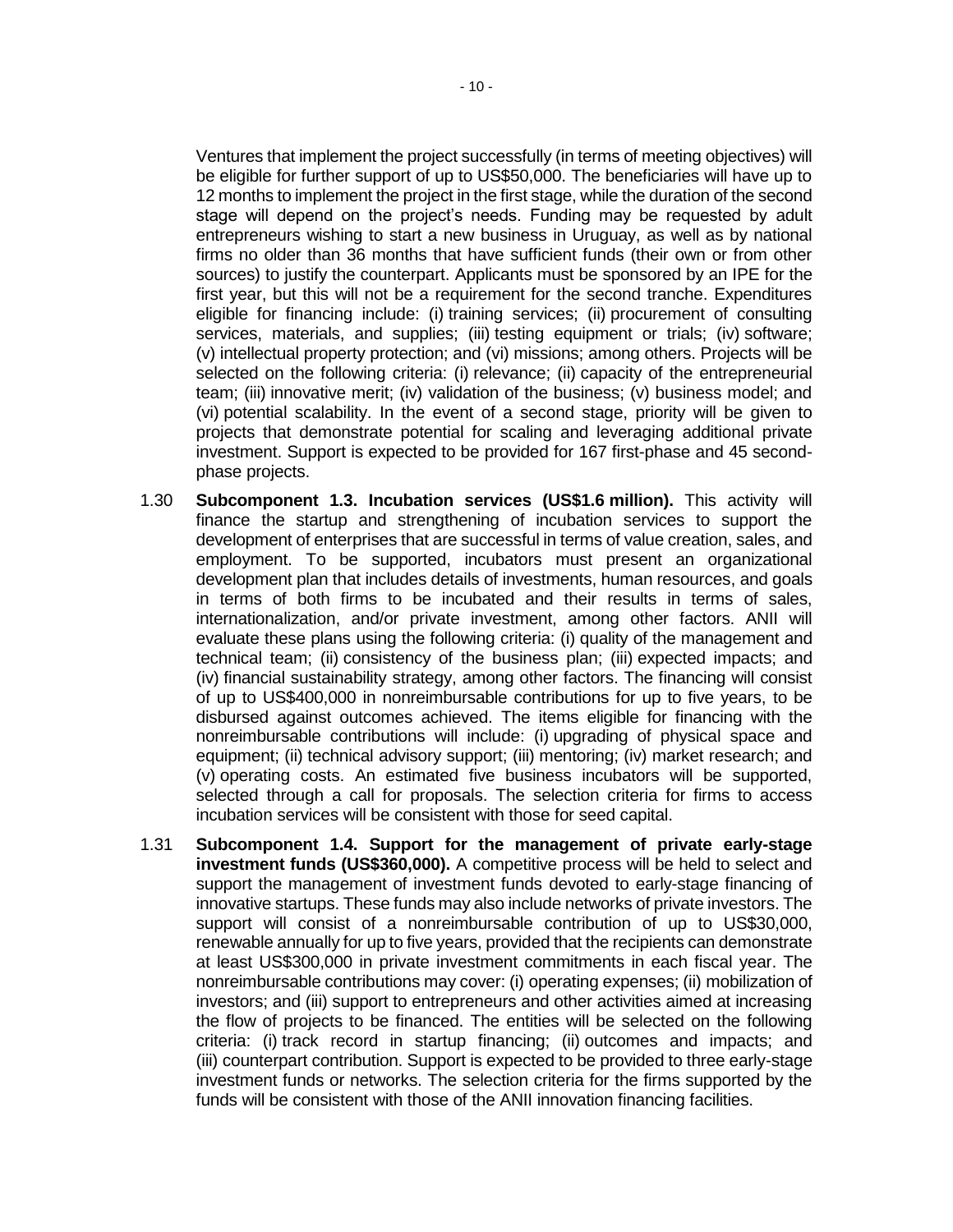Ventures that implement the project successfully (in terms of meeting objectives) will be eligible for further support of up to US$50,000. The beneficiaries will have up to 12 months to implement the project in the first stage, while the duration of the second stage will depend on the project's needs. Funding may be requested by adult entrepreneurs wishing to start a new business in Uruguay, as well as by national firms no older than 36 months that have sufficient funds (their own or from other sources) to justify the counterpart. Applicants must be sponsored by an IPE for the first year, but this will not be a requirement for the second tranche. Expenditures eligible for financing include: (i) training services; (ii) procurement of consulting services, materials, and supplies; (iii) testing equipment or trials; (iv) software; (v) intellectual property protection; and (vi) missions; among others. Projects will be selected on the following criteria: (i) relevance; (ii) capacity of the entrepreneurial team; (iii) innovative merit; (iv) validation of the business; (v) business model; and (vi) potential scalability. In the event of a second stage, priority will be given to projects that demonstrate potential for scaling and leveraging additional private investment. Support is expected to be provided for 167 first-phase and 45 second-phase projects.

1.30 **Subcomponent 1.3. Incubation services (US$1.6 million).** This activity will finance the startup and strengthening of incubation services to support the development of enterprises that are successful in terms of value creation, sales, and employment. To be supported, incubators must present an organizational development plan that includes details of investments, human resources, and goals in terms of both firms to be incubated and their results in terms of sales, internationalization, and/or private investment, among other factors. ANII will evaluate these plans using the following criteria: (i) quality of the management and technical team; (ii) consistency of the business plan; (iii) expected impacts; and (iv) financial sustainability strategy, among other factors. The financing will consist of up to US$400,000 in nonreimbursable contributions for up to five years, to be disbursed against outcomes achieved. The items eligible for financing with the nonreimbursable contributions will include: (i) upgrading of physical space and equipment; (ii) technical advisory support; (iii) mentoring; (iv) market research; and (v) operating costs. An estimated five business incubators will be supported, selected through a call for proposals. The selection criteria for firms to access incubation services will be consistent with those for seed capital.

1.31 **Subcomponent 1.4. Support for the management of private early-stage investment funds (US$360,000).** A competitive process will be held to select and support the management of investment funds devoted to early-stage financing of innovative startups. These funds may also include networks of private investors. The support will consist of a nonreimbursable contribution of up to US$30,000, renewable annually for up to five years, provided that the recipients can demonstrate at least US$300,000 in private investment commitments in each fiscal year. The nonreimbursable contributions may cover: (i) operating expenses; (ii) mobilization of investors; and (iii) support to entrepreneurs and other activities aimed at increasing the flow of projects to be financed. The entities will be selected on the following criteria: (i) track record in startup financing; (ii) outcomes and impacts; and (iii) counterpart contribution. Support is expected to be provided to three early-stage investment funds or networks. The selection criteria for the firms supported by the funds will be consistent with those of the ANII innovation financing facilities.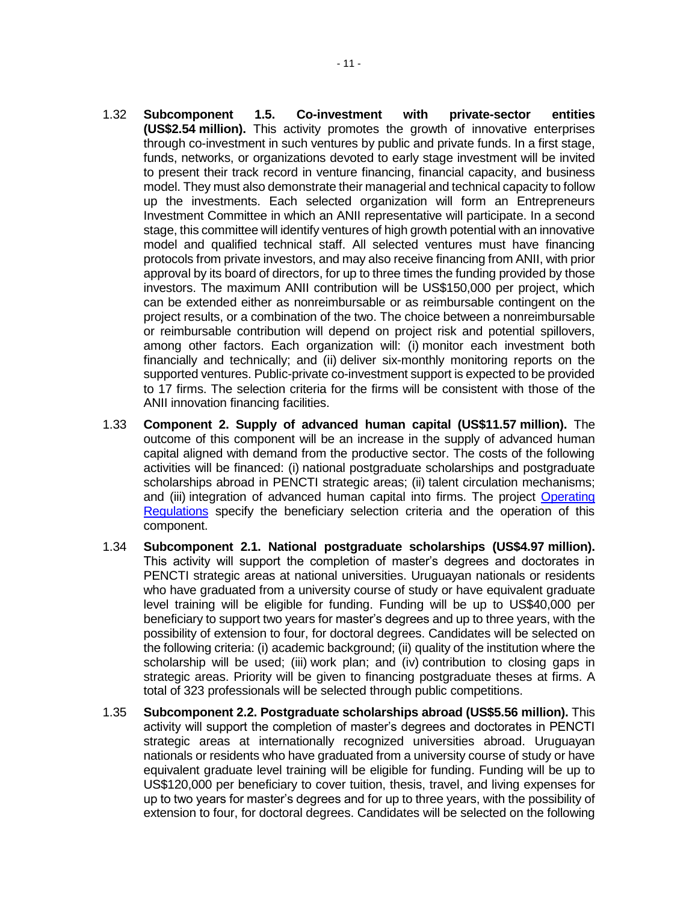1.32 **Subcomponent 1.5. Co-investment with private-sector entities (US$2.54 million).** This activity promotes the growth of innovative enterprises through co-investment in such ventures by public and private funds. In a first stage, funds, networks, or organizations devoted to early stage investment will be invited to present their track record in venture financing, financial capacity, and business model. They must also demonstrate their managerial and technical capacity to follow up the investments. Each selected organization will form an Entrepreneurs Investment Committee in which an ANII representative will participate. In a second stage, this committee will identify ventures of high growth potential with an innovative model and qualified technical staff. All selected ventures must have financing protocols from private investors, and may also receive financing from ANII, with prior approval by its board of directors, for up to three times the funding provided by those investors. The maximum ANII contribution will be US$150,000 per project, which can be extended either as nonreimbursable or as reimbursable contingent on the project results, or a combination of the two. The choice between a nonreimbursable or reimbursable contribution will depend on project risk and potential spillovers, among other factors. Each organization will: (i) monitor each investment both financially and technically; and (ii) deliver six-monthly monitoring reports on the supported ventures. Public-private co-investment support is expected to be provided to 17 firms. The selection criteria for the firms will be consistent with those of the ANII innovation financing facilities.

1.33 **Component 2. Supply of advanced human capital (US$11.57 million).** The outcome of this component will be an increase in the supply of advanced human capital aligned with demand from the productive sector. The costs of the following activities will be financed: (i) national postgraduate scholarships and postgraduate scholarships abroad in PENCTI strategic areas; (ii) talent circulation mechanisms; and (iii) integration of advanced human capital into firms. The project Operating Regulations specify the beneficiary selection criteria and the operation of this component.

1.34 **Subcomponent 2.1. National postgraduate scholarships (US$4.97 million).** This activity will support the completion of master's degrees and doctorates in PENCTI strategic areas at national universities. Uruguayan nationals or residents who have graduated from a university course of study or have equivalent graduate level training will be eligible for funding. Funding will be up to US$40,000 per beneficiary to support two years for master's degrees and up to three years, with the possibility of extension to four, for doctoral degrees. Candidates will be selected on the following criteria: (i) academic background; (ii) quality of the institution where the scholarship will be used; (iii) work plan; and (iv) contribution to closing gaps in strategic areas. Priority will be given to financing postgraduate theses at firms. A total of 323 professionals will be selected through public competitions.

1.35 **Subcomponent 2.2. Postgraduate scholarships abroad (US$5.56 million).** This activity will support the completion of master's degrees and doctorates in PENCTI strategic areas at internationally recognized universities abroad. Uruguayan nationals or residents who have graduated from a university course of study or have equivalent graduate level training will be eligible for funding. Funding will be up to US$120,000 per beneficiary to cover tuition, thesis, travel, and living expenses for up to two years for master's degrees and for up to three years, with the possibility of extension to four, for doctoral degrees. Candidates will be selected on the following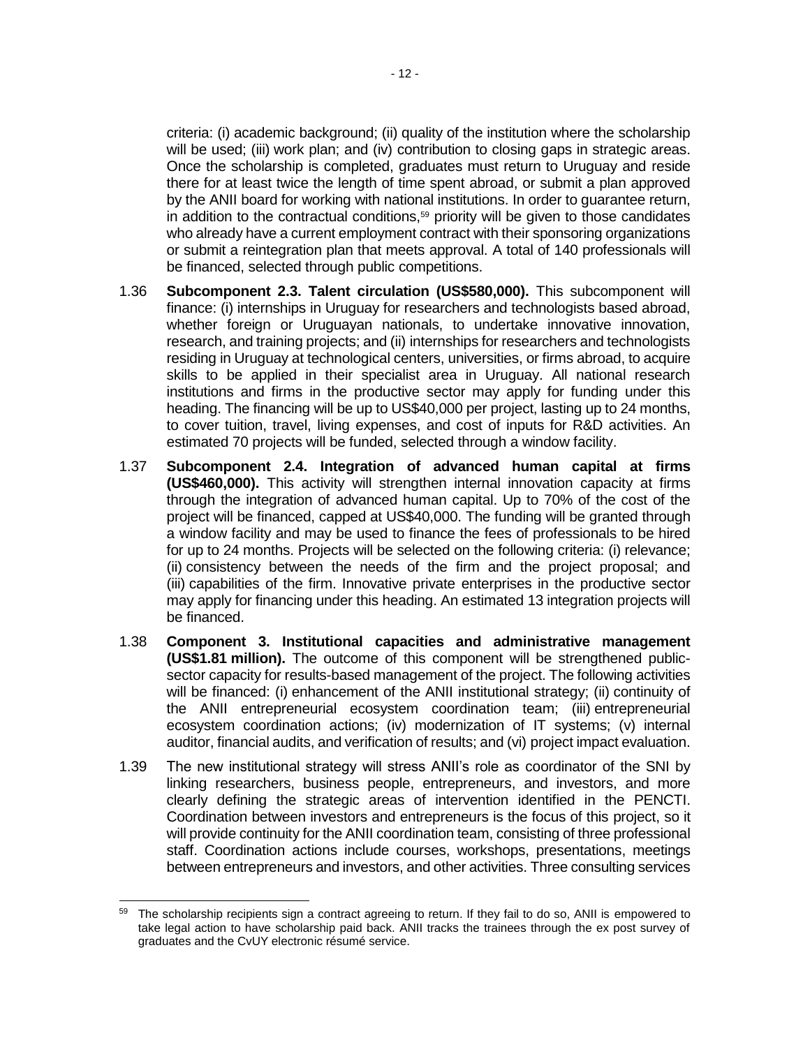criteria: (i) academic background; (ii) quality of the institution where the scholarship will be used; (iii) work plan; and (iv) contribution to closing gaps in strategic areas. Once the scholarship is completed, graduates must return to Uruguay and reside there for at least twice the length of time spent abroad, or submit a plan approved by the ANII board for working with national institutions. In order to guarantee return, in addition to the contractual conditions,[59] priority will be given to those candidates who already have a current employment contract with their sponsoring organizations or submit a reintegration plan that meets approval. A total of 140 professionals will be financed, selected through public competitions.

1.36 **Subcomponent 2.3. Talent circulation (US$580,000).** This subcomponent will finance: (i) internships in Uruguay for researchers and technologists based abroad, whether foreign or Uruguayan nationals, to undertake innovative innovation, research, and training projects; and (ii) internships for researchers and technologists residing in Uruguay at technological centers, universities, or firms abroad, to acquire skills to be applied in their specialist area in Uruguay. All national research institutions and firms in the productive sector may apply for funding under this heading. The financing will be up to US$40,000 per project, lasting up to 24 months, to cover tuition, travel, living expenses, and cost of inputs for R&D activities. An estimated 70 projects will be funded, selected through a window facility.

1.37 **Subcomponent 2.4. Integration of advanced human capital at firms (US$460,000).** This activity will strengthen internal innovation capacity at firms through the integration of advanced human capital. Up to 70% of the cost of the project will be financed, capped at US$40,000. The funding will be granted through a window facility and may be used to finance the fees of professionals to be hired for up to 24 months. Projects will be selected on the following criteria: (i) relevance; (ii) consistency between the needs of the firm and the project proposal; and (iii) capabilities of the firm. Innovative private enterprises in the productive sector may apply for financing under this heading. An estimated 13 integration projects will be financed.

1.38 **Component 3. Institutional capacities and administrative management (US$1.81 million).** The outcome of this component will be strengthened public-sector capacity for results-based management of the project. The following activities will be financed: (i) enhancement of the ANII institutional strategy; (ii) continuity of the ANII entrepreneurial ecosystem coordination team; (iii) entrepreneurial ecosystem coordination actions; (iv) modernization of IT systems; (v) internal auditor, financial audits, and verification of results; and (vi) project impact evaluation.

1.39 The new institutional strategy will stress ANII's role as coordinator of the SNI by linking researchers, business people, entrepreneurs, and investors, and more clearly defining the strategic areas of intervention identified in the PENCTI. Coordination between investors and entrepreneurs is the focus of this project, so it will provide continuity for the ANII coordination team, consisting of three professional staff. Coordination actions include courses, workshops, presentations, meetings between entrepreneurs and investors, and other activities. Three consulting services

---

[59] The scholarship recipients sign a contract agreeing to return. If they fail to do so, ANII is empowered to take legal action to have scholarship paid back. ANII tracks the trainees through the ex post survey of graduates and the CvUY electronic résumé service.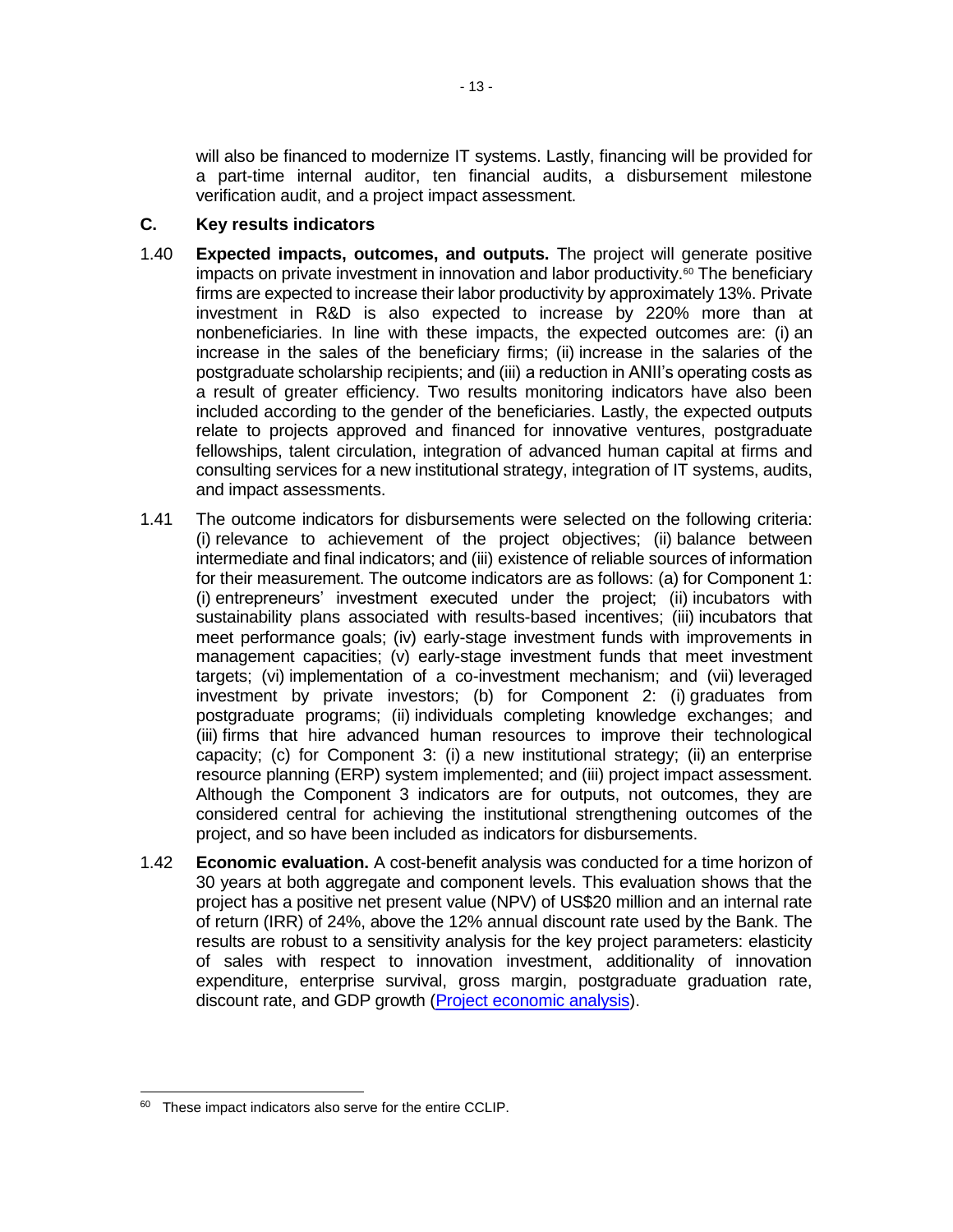will also be financed to modernize IT systems. Lastly, financing will be provided for a part-time internal auditor, ten financial audits, a disbursement milestone verification audit, and a project impact assessment.

## C. Key results indicators

1.40 **Expected impacts, outcomes, and outputs.** The project will generate positive impacts on private investment in innovation and labor productivity.[60] The beneficiary firms are expected to increase their labor productivity by approximately 13%. Private investment in R&D is also expected to increase by 220% more than at nonbeneficiaries. In line with these impacts, the expected outcomes are: (i) an increase in the sales of the beneficiary firms; (ii) increase in the salaries of the postgraduate scholarship recipients; and (iii) a reduction in ANII's operating costs as a result of greater efficiency. Two results monitoring indicators have also been included according to the gender of the beneficiaries. Lastly, the expected outputs relate to projects approved and financed for innovative ventures, postgraduate fellowships, talent circulation, integration of advanced human capital at firms and consulting services for a new institutional strategy, integration of IT systems, audits, and impact assessments.

1.41 The outcome indicators for disbursements were selected on the following criteria: (i) relevance to achievement of the project objectives; (ii) balance between intermediate and final indicators; and (iii) existence of reliable sources of information for their measurement. The outcome indicators are as follows: (a) for Component 1: (i) entrepreneurs' investment executed under the project; (ii) incubators with sustainability plans associated with results-based incentives; (iii) incubators that meet performance goals; (iv) early-stage investment funds with improvements in management capacities; (v) early-stage investment funds that meet investment targets; (vi) implementation of a co-investment mechanism; and (vii) leveraged investment by private investors; (b) for Component 2: (i) graduates from postgraduate programs; (ii) individuals completing knowledge exchanges; and (iii) firms that hire advanced human resources to improve their technological capacity; (c) for Component 3: (i) a new institutional strategy; (ii) an enterprise resource planning (ERP) system implemented; and (iii) project impact assessment. Although the Component 3 indicators are for outputs, not outcomes, they are considered central for achieving the institutional strengthening outcomes of the project, and so have been included as indicators for disbursements.

1.42 **Economic evaluation.** A cost-benefit analysis was conducted for a time horizon of 30 years at both aggregate and component levels. This evaluation shows that the project has a positive net present value (NPV) of US$20 million and an internal rate of return (IRR) of 24%, above the 12% annual discount rate used by the Bank. The results are robust to a sensitivity analysis for the key project parameters: elasticity of sales with respect to innovation investment, additionality of innovation expenditure, enterprise survival, gross margin, postgraduate graduation rate, discount rate, and GDP growth (Project economic analysis).

---

[60] These impact indicators also serve for the entire CCLIP.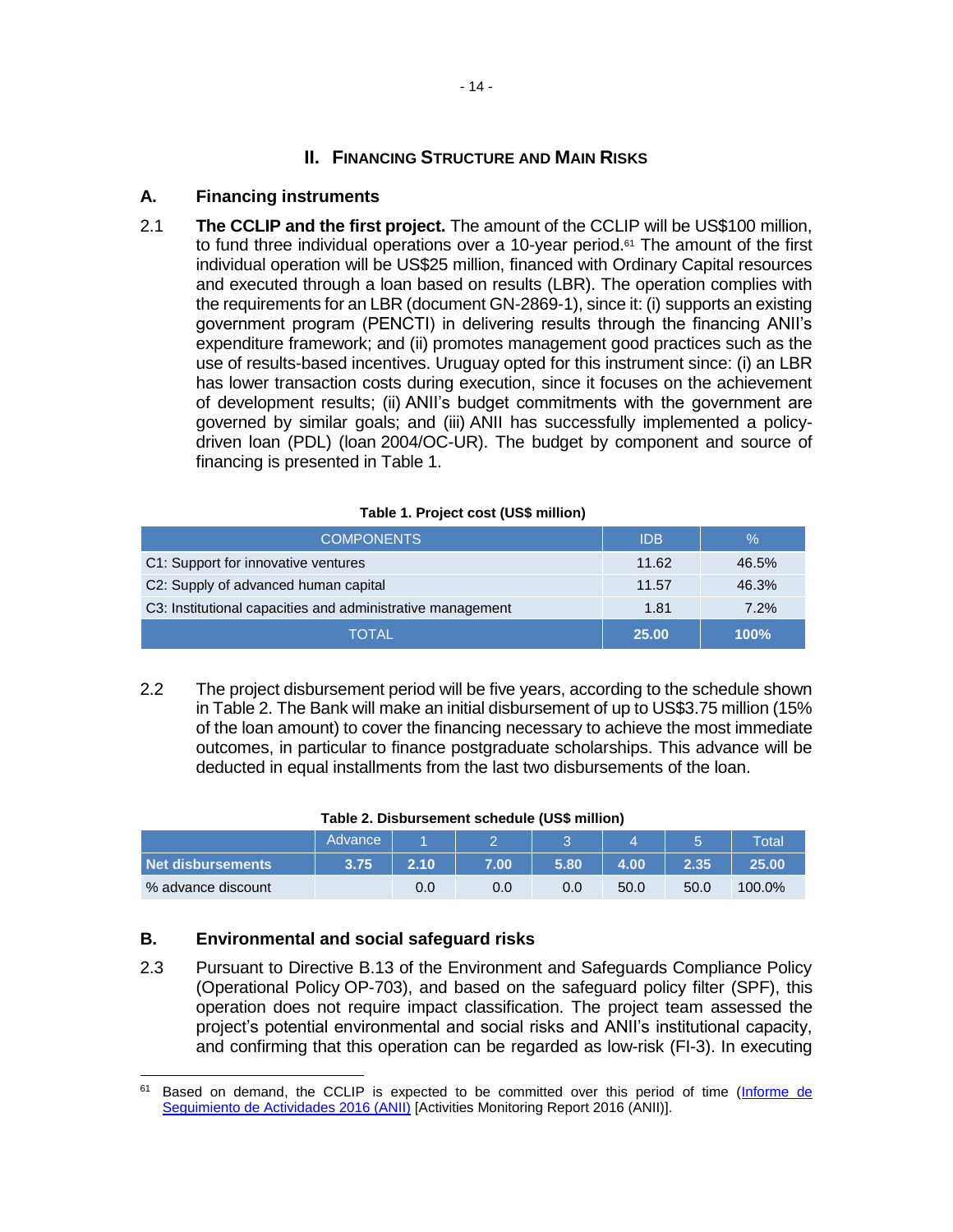## II. Financing Structure and Main Risks

### A. Financing instruments

2.1 **The CCLIP and the first project.** The amount of the CCLIP will be US$100 million, to fund three individual operations over a 10-year period.[61] The amount of the first individual operation will be US$25 million, financed with Ordinary Capital resources and executed through a loan based on results (LBR). The operation complies with the requirements for an LBR (document GN-2869-1), since it: (i) supports an existing government program (PENCTI) in delivering results through the financing ANII's expenditure framework; and (ii) promotes management good practices such as the use of results-based incentives. Uruguay opted for this instrument since: (i) an LBR has lower transaction costs during execution, since it focuses on the achievement of development results; (ii) ANII's budget commitments with the government are governed by similar goals; and (iii) ANII has successfully implemented a policy-driven loan (PDL) (loan 2004/OC-UR). The budget by component and source of financing is presented in Table 1.

**Table 1. Project cost (US$ million)**

| COMPONENTS | IDB | % |
|---|---|---|
| C1: Support for innovative ventures | 11.62 | 46.5% |
| C2: Supply of advanced human capital | 11.57 | 46.3% |
| C3: Institutional capacities and administrative management | 1.81 | 7.2% |
| **TOTAL** | **25.00** | **100%** |

2.2 The project disbursement period will be five years, according to the schedule shown in Table 2. The Bank will make an initial disbursement of up to US$3.75 million (15% of the loan amount) to cover the financing necessary to achieve the most immediate outcomes, in particular to finance postgraduate scholarships. This advance will be deducted in equal installments from the last two disbursements of the loan.

**Table 2. Disbursement schedule (US$ million)**

| | Advance | 1 | 2 | 3 | 4 | 5 | Total |
|---|---|---|---|---|---|---|---|
| **Net disbursements** | **3.75** | **2.10** | **7.00** | **5.80** | **4.00** | **2.35** | **25.00** |
| % advance discount | | 0.0 | 0.0 | 0.0 | 50.0 | 50.0 | 100.0% |

### B. Environmental and social safeguard risks

2.3 Pursuant to Directive B.13 of the Environment and Safeguards Compliance Policy (Operational Policy OP-703), and based on the safeguard policy filter (SPF), this operation does not require impact classification. The project team assessed the project's potential environmental and social risks and ANII's institutional capacity, and confirming that this operation can be regarded as low-risk (FI-3). In executing

---

[61] Based on demand, the CCLIP is expected to be committed over this period of time (Informe de Seguimiento de Actividades 2016 (ANII) [Activities Monitoring Report 2016 (ANII)].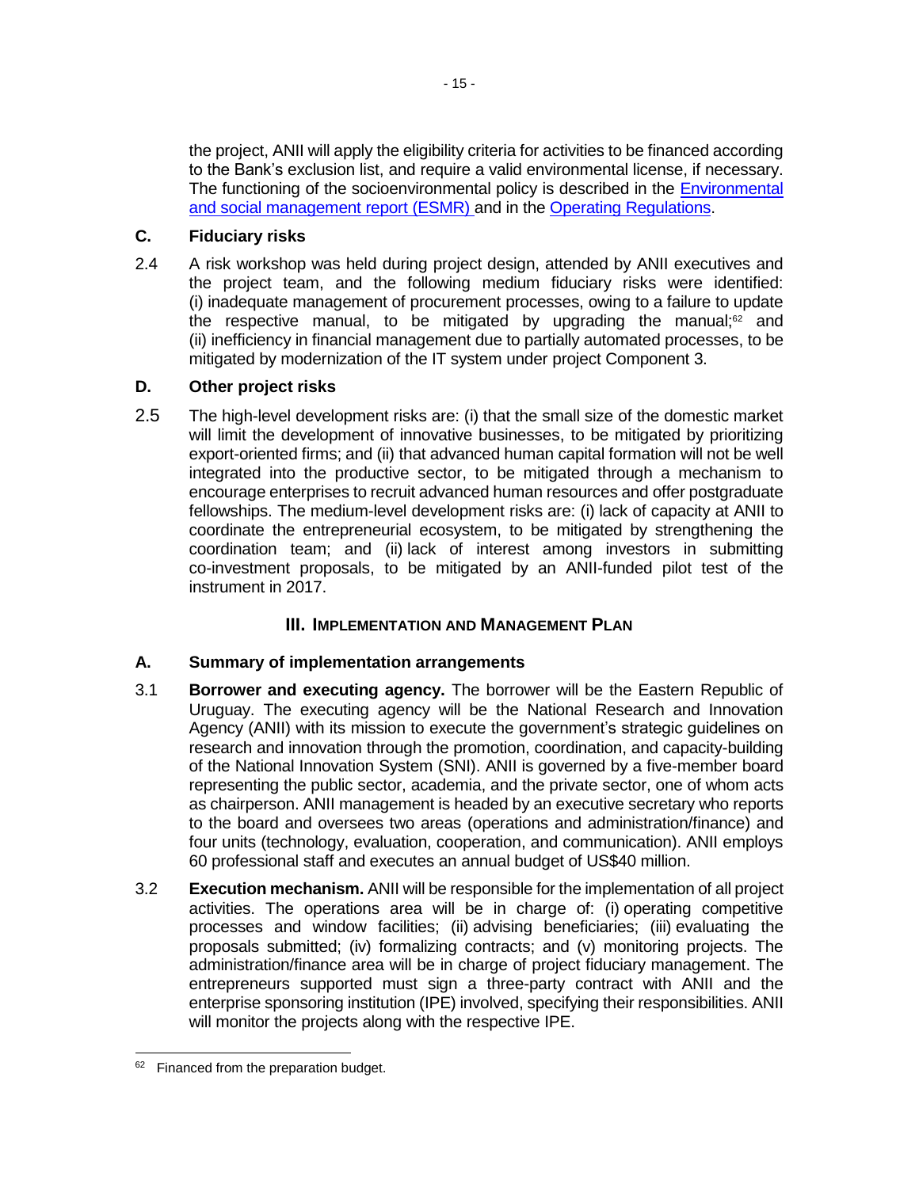the project, ANII will apply the eligibility criteria for activities to be financed according to the Bank's exclusion list, and require a valid environmental license, if necessary. The functioning of the socioenvironmental policy is described in the Environmental and social management report (ESMR) and in the Operating Regulations.

### C. Fiduciary risks

2.4 A risk workshop was held during project design, attended by ANII executives and the project team, and the following medium fiduciary risks were identified: (i) inadequate management of procurement processes, owing to a failure to update the respective manual, to be mitigated by upgrading the manual;[62] and (ii) inefficiency in financial management due to partially automated processes, to be mitigated by modernization of the IT system under project Component 3.

### D. Other project risks

2.5 The high-level development risks are: (i) that the small size of the domestic market will limit the development of innovative businesses, to be mitigated by prioritizing export-oriented firms; and (ii) that advanced human capital formation will not be well integrated into the productive sector, to be mitigated through a mechanism to encourage enterprises to recruit advanced human resources and offer postgraduate fellowships. The medium-level development risks are: (i) lack of capacity at ANII to coordinate the entrepreneurial ecosystem, to be mitigated by strengthening the coordination team; and (ii) lack of interest among investors in submitting co-investment proposals, to be mitigated by an ANII-funded pilot test of the instrument in 2017.

## III. Implementation and Management Plan

### A. Summary of implementation arrangements

3.1 **Borrower and executing agency.** The borrower will be the Eastern Republic of Uruguay. The executing agency will be the National Research and Innovation Agency (ANII) with its mission to execute the government's strategic guidelines on research and innovation through the promotion, coordination, and capacity-building of the National Innovation System (SNI). ANII is governed by a five-member board representing the public sector, academia, and the private sector, one of whom acts as chairperson. ANII management is headed by an executive secretary who reports to the board and oversees two areas (operations and administration/finance) and four units (technology, evaluation, cooperation, and communication). ANII employs 60 professional staff and executes an annual budget of US$40 million.

3.2 **Execution mechanism.** ANII will be responsible for the implementation of all project activities. The operations area will be in charge of: (i) operating competitive processes and window facilities; (ii) advising beneficiaries; (iii) evaluating the proposals submitted; (iv) formalizing contracts; and (v) monitoring projects. The administration/finance area will be in charge of project fiduciary management. The entrepreneurs supported must sign a three-party contract with ANII and the enterprise sponsoring institution (IPE) involved, specifying their responsibilities. ANII will monitor the projects along with the respective IPE.

---

[62] Financed from the preparation budget.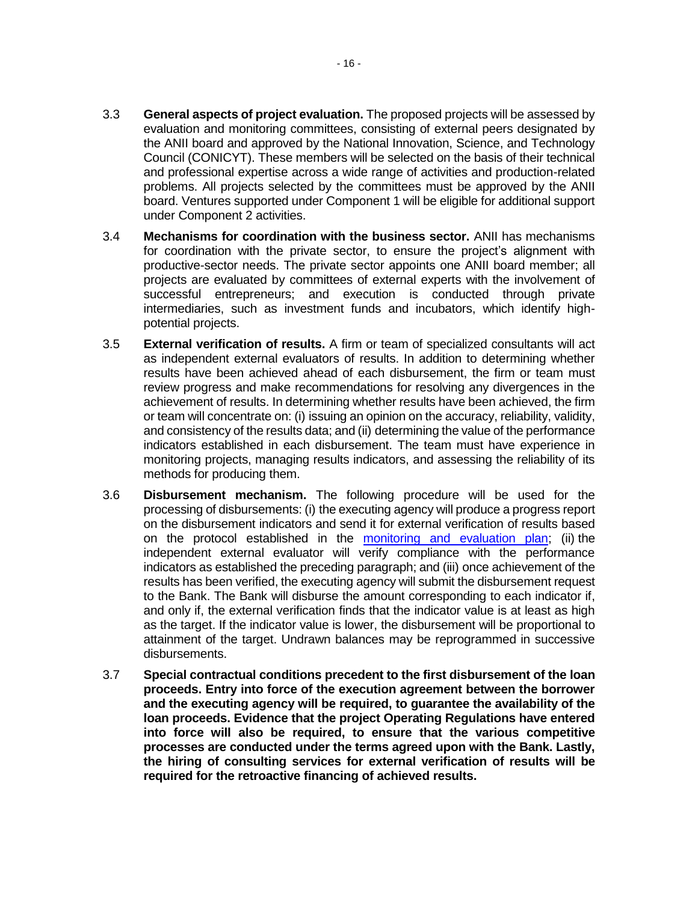3.3 **General aspects of project evaluation.** The proposed projects will be assessed by evaluation and monitoring committees, consisting of external peers designated by the ANII board and approved by the National Innovation, Science, and Technology Council (CONICYT). These members will be selected on the basis of their technical and professional expertise across a wide range of activities and production-related problems. All projects selected by the committees must be approved by the ANII board. Ventures supported under Component 1 will be eligible for additional support under Component 2 activities.

3.4 **Mechanisms for coordination with the business sector.** ANII has mechanisms for coordination with the private sector, to ensure the project's alignment with productive-sector needs. The private sector appoints one ANII board member; all projects are evaluated by committees of external experts with the involvement of successful entrepreneurs; and execution is conducted through private intermediaries, such as investment funds and incubators, which identify high-potential projects.

3.5 **External verification of results.** A firm or team of specialized consultants will act as independent external evaluators of results. In addition to determining whether results have been achieved ahead of each disbursement, the firm or team must review progress and make recommendations for resolving any divergences in the achievement of results. In determining whether results have been achieved, the firm or team will concentrate on: (i) issuing an opinion on the accuracy, reliability, validity, and consistency of the results data; and (ii) determining the value of the performance indicators established in each disbursement. The team must have experience in monitoring projects, managing results indicators, and assessing the reliability of its methods for producing them.

3.6 **Disbursement mechanism.** The following procedure will be used for the processing of disbursements: (i) the executing agency will produce a progress report on the disbursement indicators and send it for external verification of results based on the protocol established in the monitoring and evaluation plan; (ii) the independent external evaluator will verify compliance with the performance indicators as established the preceding paragraph; and (iii) once achievement of the results has been verified, the executing agency will submit the disbursement request to the Bank. The Bank will disburse the amount corresponding to each indicator if, and only if, the external verification finds that the indicator value is at least as high as the target. If the indicator value is lower, the disbursement will be proportional to attainment of the target. Undrawn balances may be reprogrammed in successive disbursements.

3.7 **Special contractual conditions precedent to the first disbursement of the loan proceeds. Entry into force of the execution agreement between the borrower and the executing agency will be required, to guarantee the availability of the loan proceeds. Evidence that the project Operating Regulations have entered into force will also be required, to ensure that the various competitive processes are conducted under the terms agreed upon with the Bank. Lastly, the hiring of consulting services for external verification of results will be required for the retroactive financing of achieved results.**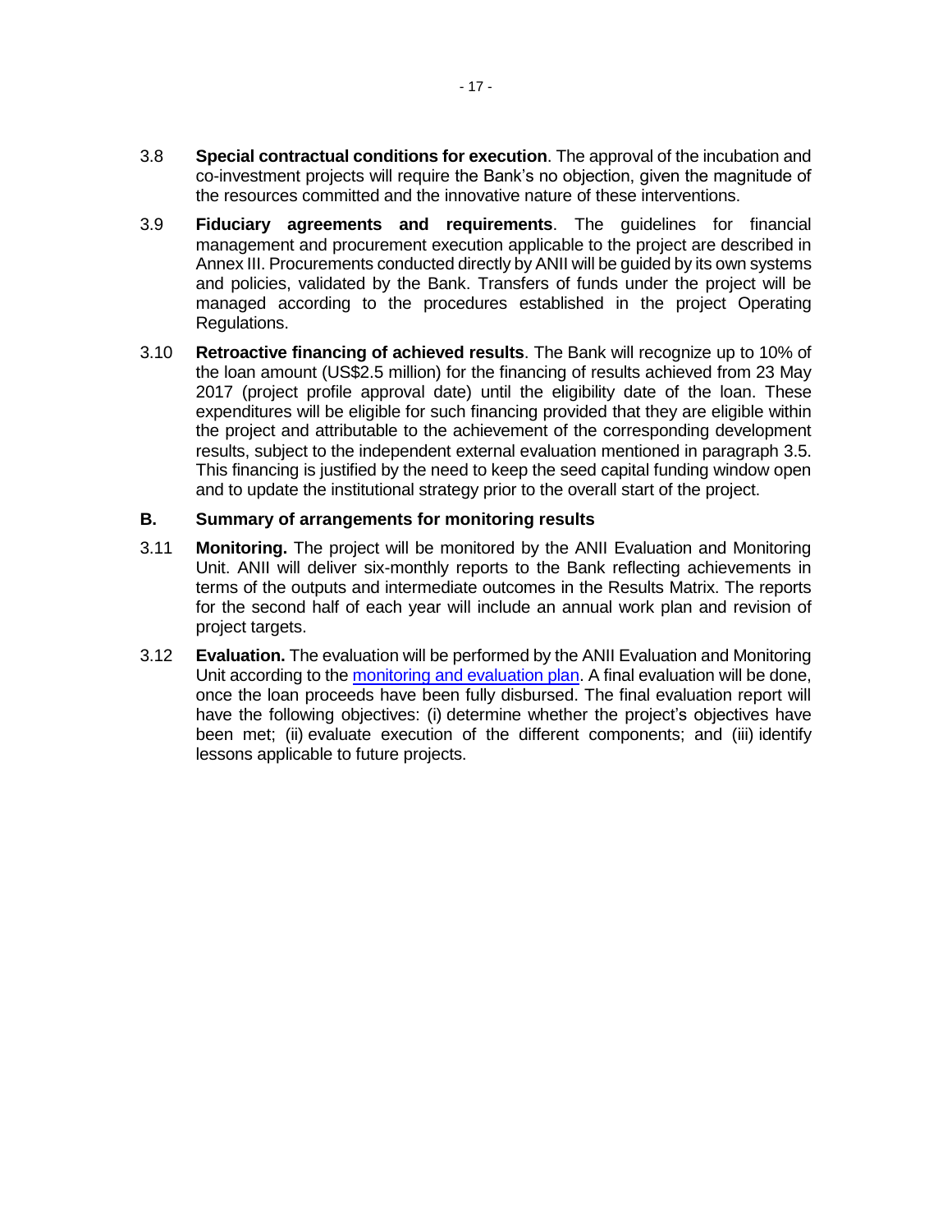3.8 **Special contractual conditions for execution**. The approval of the incubation and co-investment projects will require the Bank's no objection, given the magnitude of the resources committed and the innovative nature of these interventions.

3.9 **Fiduciary agreements and requirements**. The guidelines for financial management and procurement execution applicable to the project are described in Annex III. Procurements conducted directly by ANII will be guided by its own systems and policies, validated by the Bank. Transfers of funds under the project will be managed according to the procedures established in the project Operating Regulations.

3.10 **Retroactive financing of achieved results**. The Bank will recognize up to 10% of the loan amount (US$2.5 million) for the financing of results achieved from 23 May 2017 (project profile approval date) until the eligibility date of the loan. These expenditures will be eligible for such financing provided that they are eligible within the project and attributable to the achievement of the corresponding development results, subject to the independent external evaluation mentioned in paragraph 3.5. This financing is justified by the need to keep the seed capital funding window open and to update the institutional strategy prior to the overall start of the project.

## B. Summary of arrangements for monitoring results

3.11 **Monitoring.** The project will be monitored by the ANII Evaluation and Monitoring Unit. ANII will deliver six-monthly reports to the Bank reflecting achievements in terms of the outputs and intermediate outcomes in the Results Matrix. The reports for the second half of each year will include an annual work plan and revision of project targets.

3.12 **Evaluation.** The evaluation will be performed by the ANII Evaluation and Monitoring Unit according to the monitoring and evaluation plan. A final evaluation will be done, once the loan proceeds have been fully disbursed. The final evaluation report will have the following objectives: (i) determine whether the project's objectives have been met; (ii) evaluate execution of the different components; and (iii) identify lessons applicable to future projects.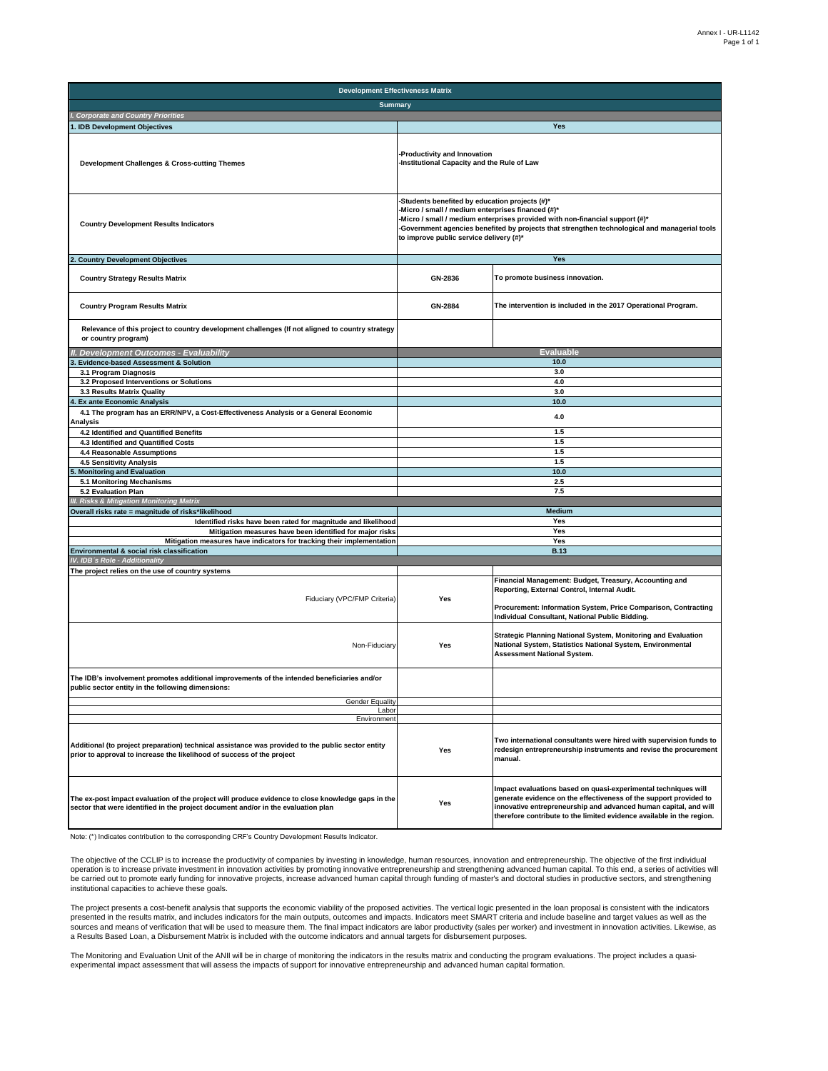| Development Effectiveness Matrix | | |
|---|---|---|
| **Summary** | | |
| ***I. Corporate and Country Priorities*** | | |
| **1. IDB Development Objectives** | **Yes** | |
| **Development Challenges & Cross-cutting Themes** | **-Productivity and Innovation<br>-Institutional Capacity and the Rule of Law** | |
| **Country Development Results Indicators** | **-Students benefited by education projects (#)*<br>-Micro / small / medium enterprises financed (#)*<br>-Micro / small / medium enterprises provided with non-financial support (#)*<br>-Government agencies benefited by projects that strengthen technological and managerial tools to improve public service delivery (#)*** | |
| **2. Country Development Objectives** | **Yes** | |
| **Country Strategy Results Matrix** | **GN-2836** | **To promote business innovation.** |
| **Country Program Results Matrix** | **GN-2884** | **The intervention is included in the 2017 Operational Program.** |
| **Relevance of this project to country development challenges (If not aligned to country strategy or country program)** | | |
| ***II. Development Outcomes - Evaluability*** | **Evaluable** | |
| **3. Evidence-based Assessment & Solution** | **10.0** | |
| **3.1 Program Diagnosis** | **3.0** | |
| **3.2 Proposed Interventions or Solutions** | **4.0** | |
| **3.3 Results Matrix Quality** | **3.0** | |
| **4. Ex ante Economic Analysis** | **10.0** | |
| **4.1 The program has an ERR/NPV, a Cost-Effectiveness Analysis or a General Economic Analysis** | **4.0** | |
| **4.2 Identified and Quantified Benefits** | **1.5** | |
| **4.3 Identified and Quantified Costs** | **1.5** | |
| **4.4 Reasonable Assumptions** | **1.5** | |
| **4.5 Sensitivity Analysis** | **1.5** | |
| **5. Monitoring and Evaluation** | **10.0** | |
| **5.1 Monitoring Mechanisms** | **2.5** | |
| **5.2 Evaluation Plan** | **7.5** | |
| ***III. Risks & Mitigation Monitoring Matrix*** | | |
| **Overall risks rate = magnitude of risks*likelihood** | **Medium** | |
| **Identified risks have been rated for magnitude and likelihood** | **Yes** | |
| **Mitigation measures have been identified for major risks** | **Yes** | |
| **Mitigation measures have indicators for tracking their implementation** | **Yes** | |
| **Environmental & social risk classification** | **B.13** | |
| ***IV. IDB´s Role - Additionality*** | | |
| **The project relies on the use of country systems** | | |
| Fiduciary (VPC/FMP Criteria) | **Yes** | **Financial Management: Budget, Treasury, Accounting and Reporting, External Control, Internal Audit.<br><br>Procurement: Information System, Price Comparison, Contracting Individual Consultant, National Public Bidding.** |
| Non-Fiduciary | **Yes** | **Strategic Planning National System, Monitoring and Evaluation National System, Statistics National System, Environmental Assessment National System.** |
| **The IDB's involvement promotes additional improvements of the intended beneficiaries and/or public sector entity in the following dimensions:** | | |
| Gender Equality | | |
| Labor | | |
| Environment | | |
| **Additional (to project preparation) technical assistance was provided to the public sector entity prior to approval to increase the likelihood of success of the project** | **Yes** | **Two international consultants were hired with supervision funds to redesign entrepreneurship instruments and revise the procurement manual.** |
| **The ex-post impact evaluation of the project will produce evidence to close knowledge gaps in the sector that were identified in the project document and/or in the evaluation plan** | **Yes** | **Impact evaluations based on quasi-experimental techniques will generate evidence on the effectiveness of the support provided to innovative entrepreneurship and advanced human capital, and will therefore contribute to the limited evidence available in the region.** |

Note: (*) Indicates contribution to the corresponding CRF's Country Development Results Indicator.

The objective of the CCLIP is to increase the productivity of companies by investing in knowledge, human resources, innovation and entrepreneurship. The objective of the first individual operation is to increase private investment in innovation activities by promoting innovative entrepreneurship and strengthening advanced human capital. To this end, a series of activities will be carried out to promote early funding for innovative projects, increase advanced human capital through funding of master's and doctoral studies in productive sectors, and strengthening institutional capacities to achieve these goals.

The project presents a cost-benefit analysis that supports the economic viability of the proposed activities. The vertical logic presented in the loan proposal is consistent with the indicators presented in the results matrix, and includes indicators for the main outputs, outcomes and impacts. Indicators meet SMART criteria and include baseline and target values as well as the sources and means of verification that will be used to measure them. The final impact indicators are labor productivity (sales per worker) and investment in innovation activities. Likewise, as a Results Based Loan, a Disbursement Matrix is included with the outcome indicators and annual targets for disbursement purposes.

The Monitoring and Evaluation Unit of the ANII will be in charge of monitoring the indicators in the results matrix and conducting the program evaluations. The project includes a quasi-experimental impact assessment that will assess the impacts of support for innovative entrepreneurship and advanced human capital formation.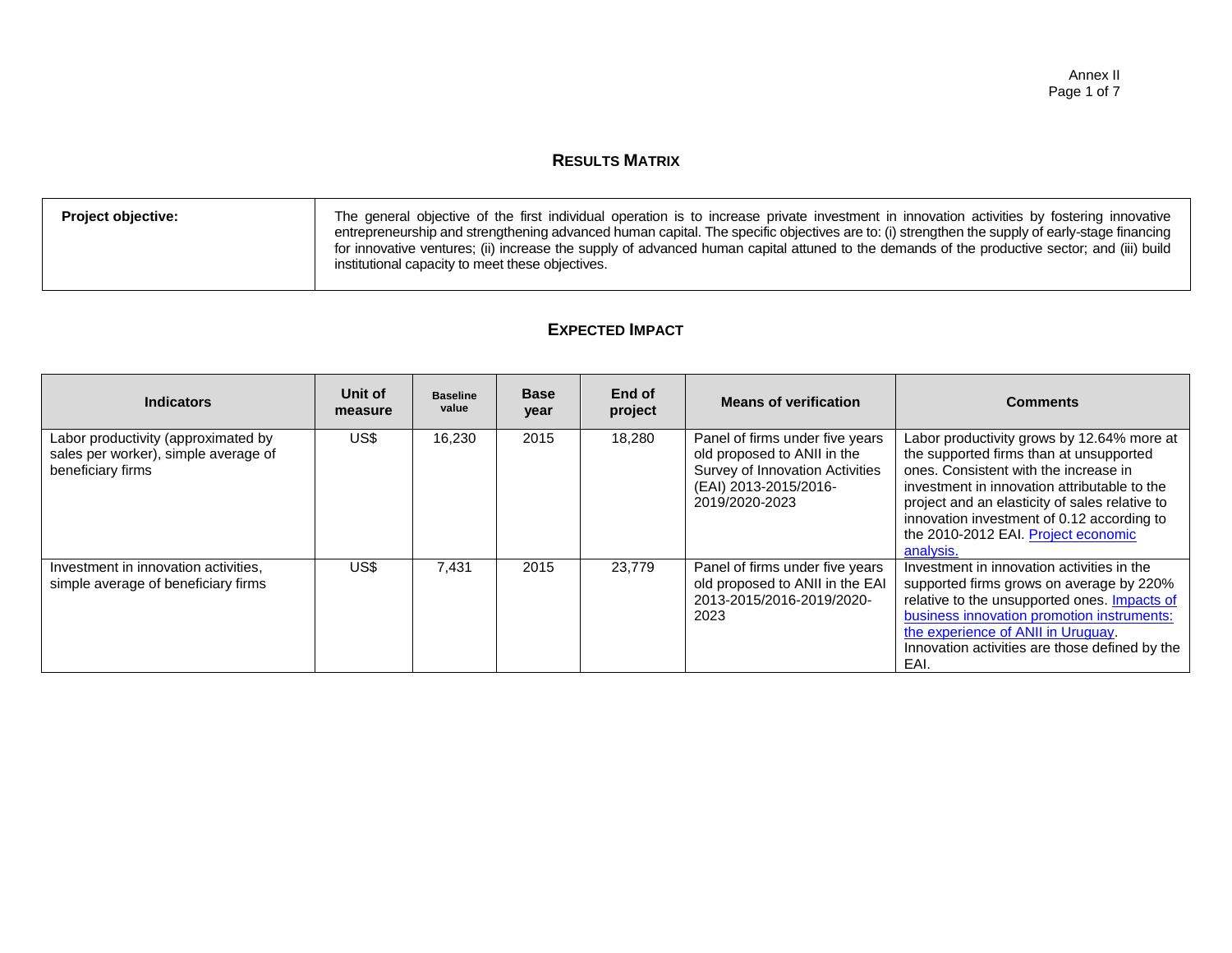## RESULTS MATRIX

| Project objective: | The general objective of the first individual operation is to increase private investment in innovation activities by fostering innovative entrepreneurship and strengthening advanced human capital. The specific objectives are to: (i) strengthen the supply of early-stage financing for innovative ventures; (ii) increase the supply of advanced human capital attuned to the demands of the productive sector; and (iii) build institutional capacity to meet these objectives. |
|---|---|

## EXPECTED IMPACT

| Indicators | Unit of measure | Baseline value | Base year | End of project | Means of verification | Comments |
|---|---|---|---|---|---|---|
| Labor productivity (approximated by sales per worker), simple average of beneficiary firms | US$ | 16,230 | 2015 | 18,280 | Panel of firms under five years old proposed to ANII in the Survey of Innovation Activities (EAI) 2013-2015/2016-2019/2020-2023 | Labor productivity grows by 12.64% more at the supported firms than at unsupported ones. Consistent with the increase in investment in innovation attributable to the project and an elasticity of sales relative to innovation investment of 0.12 according to the 2010-2012 EAI. Project economic analysis. |
| Investment in innovation activities, simple average of beneficiary firms | US$ | 7,431 | 2015 | 23,779 | Panel of firms under five years old proposed to ANII in the EAI 2013-2015/2016-2019/2020-2023 | Investment in innovation activities in the supported firms grows on average by 220% relative to the unsupported ones. Impacts of business innovation promotion instruments: the experience of ANII in Uruguay. Innovation activities are those defined by the EAI. |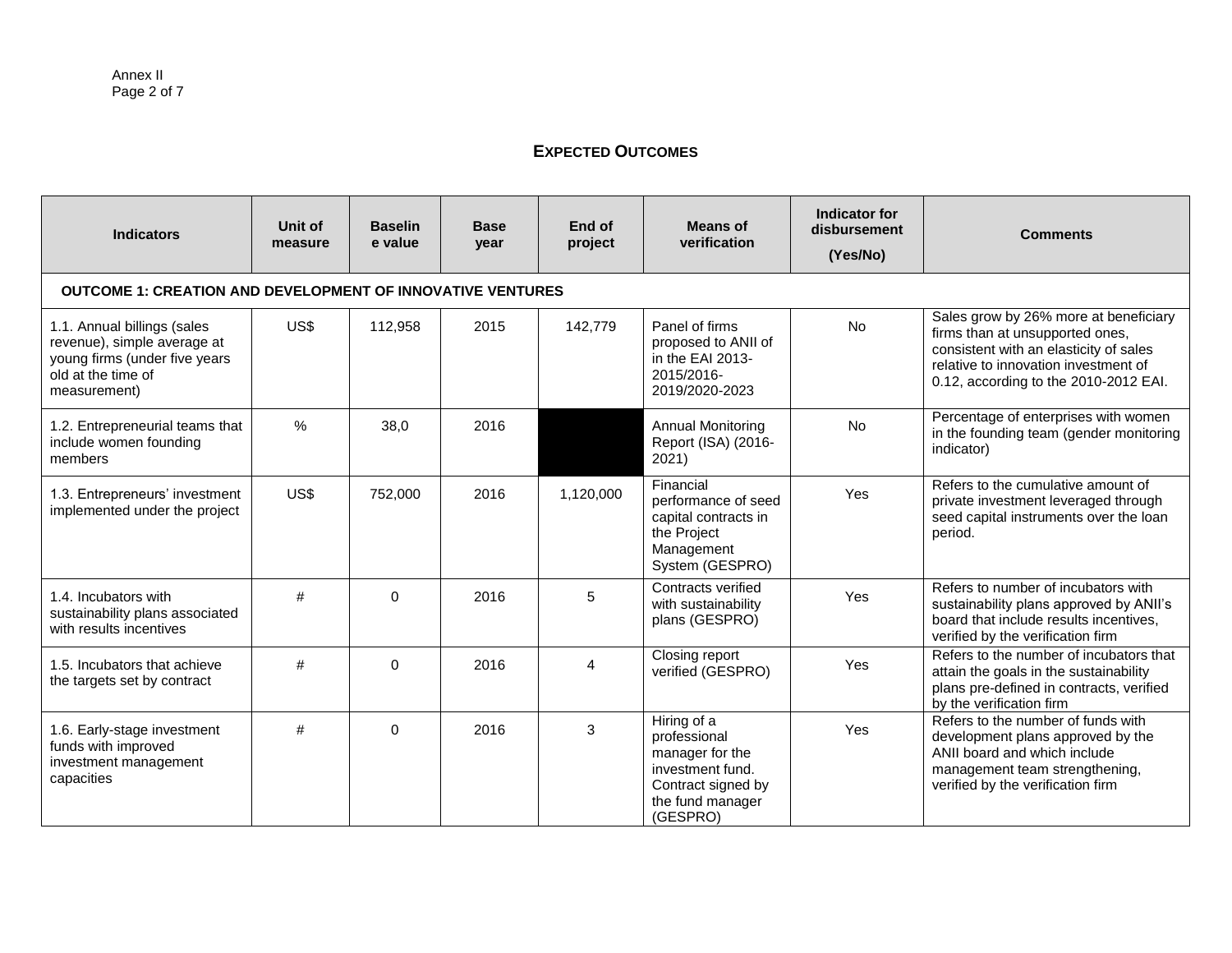## EXPECTED OUTCOMES

| Indicators | Unit of measure | Baseline value | Base year | End of project | Means of verification | Indicator for disbursement (Yes/No) | Comments |
|---|---|---|---|---|---|---|---|
| **OUTCOME 1: CREATION AND DEVELOPMENT OF INNOVATIVE VENTURES** | | | | | | | |
| 1.1. Annual billings (sales revenue), simple average at young firms (under five years old at the time of measurement) | US$ | 112,958 | 2015 | 142,779 | Panel of firms proposed to ANII of in the EAI 2013-2015/2016-2019/2020-2023 | No | Sales grow by 26% more at beneficiary firms than at unsupported ones, consistent with an elasticity of sales relative to innovation investment of 0.12, according to the 2010-2012 EAI. |
| 1.2. Entrepreneurial teams that include women founding members | % | 38,0 | 2016 | | Annual Monitoring Report (ISA) (2016-2021) | No | Percentage of enterprises with women in the founding team (gender monitoring indicator) |
| 1.3. Entrepreneurs' investment implemented under the project | US$ | 752,000 | 2016 | 1,120,000 | Financial performance of seed capital contracts in the Project Management System (GESPRO) | Yes | Refers to the cumulative amount of private investment leveraged through seed capital instruments over the loan period. |
| 1.4. Incubators with sustainability plans associated with results incentives | # | 0 | 2016 | 5 | Contracts verified with sustainability plans (GESPRO) | Yes | Refers to number of incubators with sustainability plans approved by ANII's board that include results incentives, verified by the verification firm |
| 1.5. Incubators that achieve the targets set by contract | # | 0 | 2016 | 4 | Closing report verified (GESPRO) | Yes | Refers to the number of incubators that attain the goals in the sustainability plans pre-defined in contracts, verified by the verification firm |
| 1.6. Early-stage investment funds with improved investment management capacities | # | 0 | 2016 | 3 | Hiring of a professional manager for the investment fund. Contract signed by the fund manager (GESPRO) | Yes | Refers to the number of funds with development plans approved by the ANII board and which include management team strengthening, verified by the verification firm |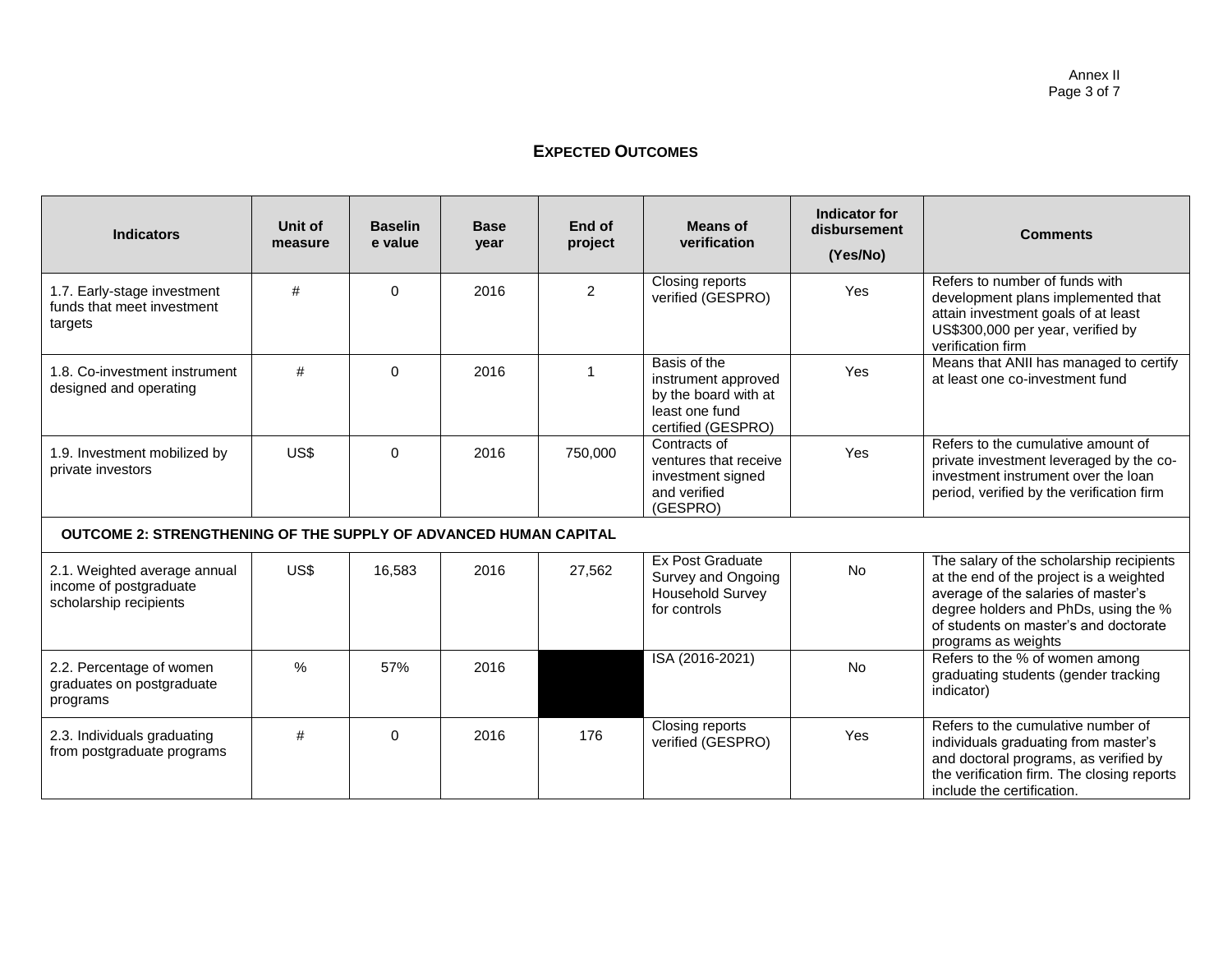## EXPECTED OUTCOMES

| Indicators | Unit of measure | Baseline value | Base year | End of project | Means of verification | Indicator for disbursement (Yes/No) | Comments |
|---|---|---|---|---|---|---|---|
| 1.7. Early-stage investment funds that meet investment targets | # | 0 | 2016 | 2 | Closing reports verified (GESPRO) | Yes | Refers to number of funds with development plans implemented that attain investment goals of at least US$300,000 per year, verified by verification firm |
| 1.8. Co-investment instrument designed and operating | # | 0 | 2016 | 1 | Basis of the instrument approved by the board with at least one fund certified (GESPRO) | Yes | Means that ANII has managed to certify at least one co-investment fund |
| 1.9. Investment mobilized by private investors | US$ | 0 | 2016 | 750,000 | Contracts of ventures that receive investment signed and verified (GESPRO) | Yes | Refers to the cumulative amount of private investment leveraged by the co-investment instrument over the loan period, verified by the verification firm |
| **OUTCOME 2: STRENGTHENING OF THE SUPPLY OF ADVANCED HUMAN CAPITAL** | | | | | | | |
| 2.1. Weighted average annual income of postgraduate scholarship recipients | US$ | 16,583 | 2016 | 27,562 | Ex Post Graduate Survey and Ongoing Household Survey for controls | No | The salary of the scholarship recipients at the end of the project is a weighted average of the salaries of master's degree holders and PhDs, using the % of students on master's and doctorate programs as weights |
| 2.2. Percentage of women graduates on postgraduate programs | % | 57% | 2016 | | ISA (2016-2021) | No | Refers to the % of women among graduating students (gender tracking indicator) |
| 2.3. Individuals graduating from postgraduate programs | # | 0 | 2016 | 176 | Closing reports verified (GESPRO) | Yes | Refers to the cumulative number of individuals graduating from master's and doctoral programs, as verified by the verification firm. The closing reports include the certification. |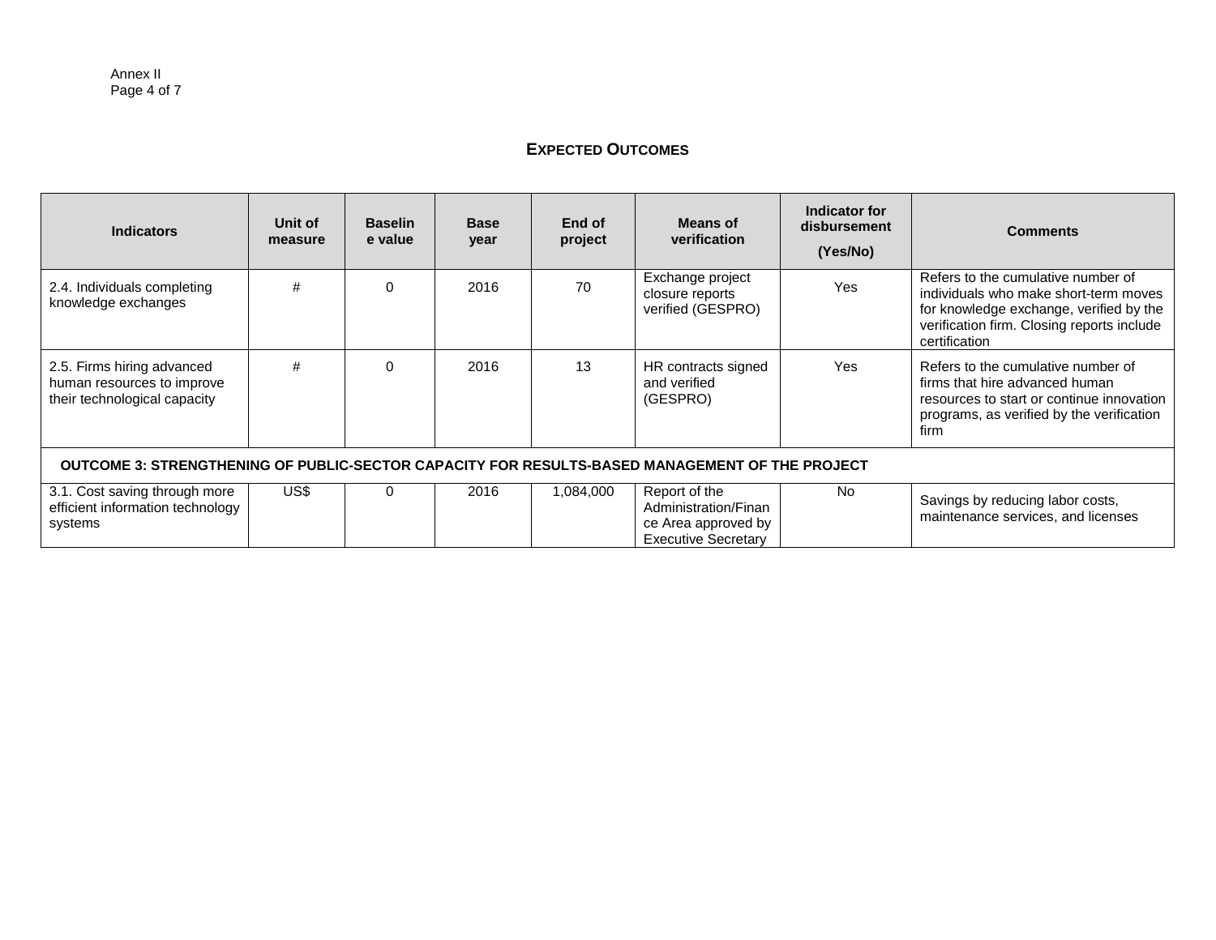## EXPECTED OUTCOMES

| Indicators | Unit of measure | Baseline value | Base year | End of project | Means of verification | Indicator for disbursement (Yes/No) | Comments |
|---|---|---|---|---|---|---|---|
| 2.4. Individuals completing knowledge exchanges | # | 0 | 2016 | 70 | Exchange project closure reports verified (GESPRO) | Yes | Refers to the cumulative number of individuals who make short-term moves for knowledge exchange, verified by the verification firm. Closing reports include certification |
| 2.5. Firms hiring advanced human resources to improve their technological capacity | # | 0 | 2016 | 13 | HR contracts signed and verified (GESPRO) | Yes | Refers to the cumulative number of firms that hire advanced human resources to start or continue innovation programs, as verified by the verification firm |
| **OUTCOME 3: STRENGTHENING OF PUBLIC-SECTOR CAPACITY FOR RESULTS-BASED MANAGEMENT OF THE PROJECT** | | | | | | | |
| 3.1. Cost saving through more efficient information technology systems | US$ | 0 | 2016 | 1,084,000 | Report of the Administration/Finance Area approved by Executive Secretary | No | Savings by reducing labor costs, maintenance services, and licenses |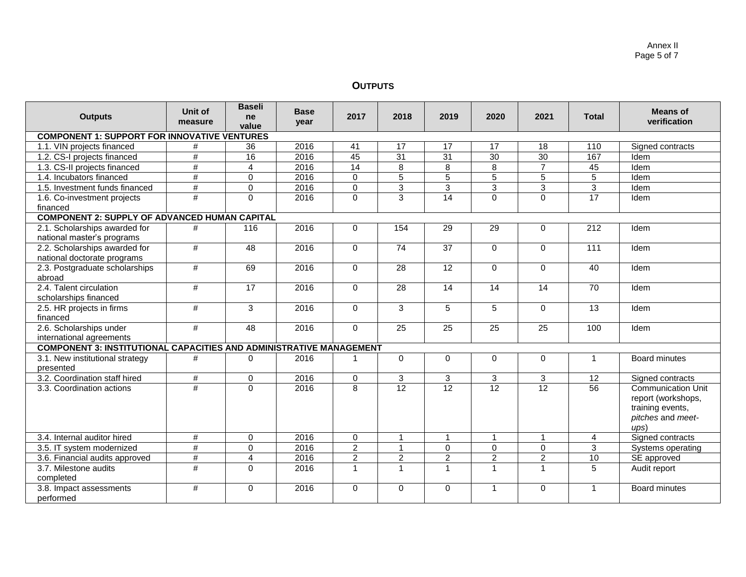## OUTPUTS

| Outputs | Unit of measure | Baseline value | Base year | 2017 | 2018 | 2019 | 2020 | 2021 | Total | Means of verification |
|---|---|---|---|---|---|---|---|---|---|---|
| **COMPONENT 1: SUPPORT FOR INNOVATIVE VENTURES** | | | | | | | | | | |
| 1.1. VIN projects financed | # | 36 | 2016 | 41 | 17 | 17 | 17 | 18 | 110 | Signed contracts |
| 1.2. CS-I projects financed | # | 16 | 2016 | 45 | 31 | 31 | 30 | 30 | 167 | Idem |
| 1.3. CS-II projects financed | # | 4 | 2016 | 14 | 8 | 8 | 8 | 7 | 45 | Idem |
| 1.4. Incubators financed | # | 0 | 2016 | 0 | 5 | 5 | 5 | 5 | 5 | Idem |
| 1.5. Investment funds financed | # | 0 | 2016 | 0 | 3 | 3 | 3 | 3 | 3 | Idem |
| 1.6. Co-investment projects financed | # | 0 | 2016 | 0 | 3 | 14 | 0 | 0 | 17 | Idem |
| **COMPONENT 2: SUPPLY OF ADVANCED HUMAN CAPITAL** | | | | | | | | | | |
| 2.1. Scholarships awarded for national master's programs | # | 116 | 2016 | 0 | 154 | 29 | 29 | 0 | 212 | Idem |
| 2.2. Scholarships awarded for national doctorate programs | # | 48 | 2016 | 0 | 74 | 37 | 0 | 0 | 111 | Idem |
| 2.3. Postgraduate scholarships abroad | # | 69 | 2016 | 0 | 28 | 12 | 0 | 0 | 40 | Idem |
| 2.4. Talent circulation scholarships financed | # | 17 | 2016 | 0 | 28 | 14 | 14 | 14 | 70 | Idem |
| 2.5. HR projects in firms financed | # | 3 | 2016 | 0 | 3 | 5 | 5 | 0 | 13 | Idem |
| 2.6. Scholarships under international agreements | # | 48 | 2016 | 0 | 25 | 25 | 25 | 25 | 100 | Idem |
| **COMPONENT 3: INSTITUTIONAL CAPACITIES AND ADMINISTRATIVE MANAGEMENT** | | | | | | | | | | |
| 3.1. New institutional strategy presented | # | 0 | 2016 | 1 | 0 | 0 | 0 | 0 | 1 | Board minutes |
| 3.2. Coordination staff hired | # | 0 | 2016 | 0 | 3 | 3 | 3 | 3 | 12 | Signed contracts |
| 3.3. Coordination actions | # | 0 | 2016 | 8 | 12 | 12 | 12 | 12 | 56 | Communication Unit report (workshops, training events, *pitches* and *meet-ups*) |
| 3.4. Internal auditor hired | # | 0 | 2016 | 0 | 1 | 1 | 1 | 1 | 4 | Signed contracts |
| 3.5. IT system modernized | # | 0 | 2016 | 2 | 1 | 0 | 0 | 0 | 3 | Systems operating |
| 3.6. Financial audits approved | # | 4 | 2016 | 2 | 2 | 2 | 2 | 2 | 10 | SE approved |
| 3.7. Milestone audits completed | # | 0 | 2016 | 1 | 1 | 1 | 1 | 1 | 5 | Audit report |
| 3.8. Impact assessments performed | # | 0 | 2016 | 0 | 0 | 0 | 1 | 0 | 1 | Board minutes |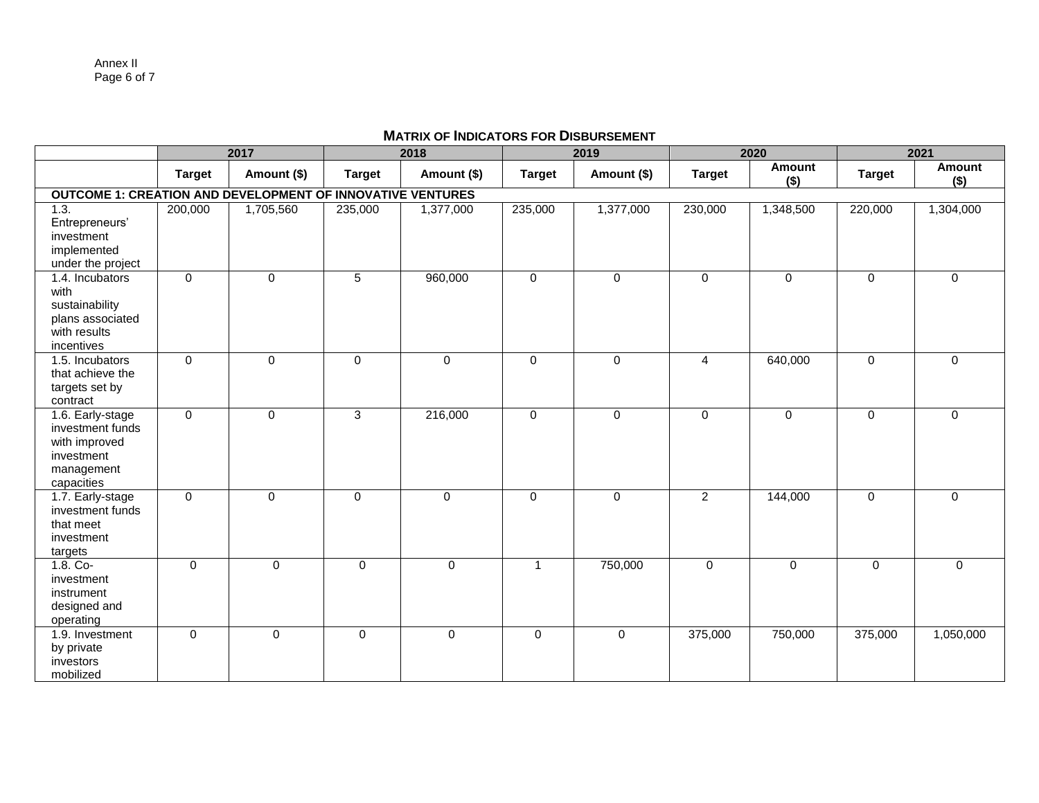## MATRIX OF INDICATORS FOR DISBURSEMENT

| | 2017 | | 2018 | | 2019 | | 2020 | | 2021 | |
|---|---|---|---|---|---|---|---|---|---|---|
| | **Target** | **Amount ($)** | **Target** | **Amount ($)** | **Target** | **Amount ($)** | **Target** | **Amount ($)** | **Target** | **Amount ($)** |
| **OUTCOME 1: CREATION AND DEVELOPMENT OF INNOVATIVE VENTURES** | | | | | | | | | | |
| 1.3. Entrepreneurs' investment implemented under the project | 200,000 | 1,705,560 | 235,000 | 1,377,000 | 235,000 | 1,377,000 | 230,000 | 1,348,500 | 220,000 | 1,304,000 |
| 1.4. Incubators with sustainability plans associated with results incentives | 0 | 0 | 5 | 960,000 | 0 | 0 | 0 | 0 | 0 | 0 |
| 1.5. Incubators that achieve the targets set by contract | 0 | 0 | 0 | 0 | 0 | 0 | 4 | 640,000 | 0 | 0 |
| 1.6. Early-stage investment funds with improved investment management capacities | 0 | 0 | 3 | 216,000 | 0 | 0 | 0 | 0 | 0 | 0 |
| 1.7. Early-stage investment funds that meet investment targets | 0 | 0 | 0 | 0 | 0 | 0 | 2 | 144,000 | 0 | 0 |
| 1.8. Co-investment instrument designed and operating | 0 | 0 | 0 | 0 | 1 | 750,000 | 0 | 0 | 0 | 0 |
| 1.9. Investment by private investors mobilized | 0 | 0 | 0 | 0 | 0 | 0 | 375,000 | 750,000 | 375,000 | 1,050,000 |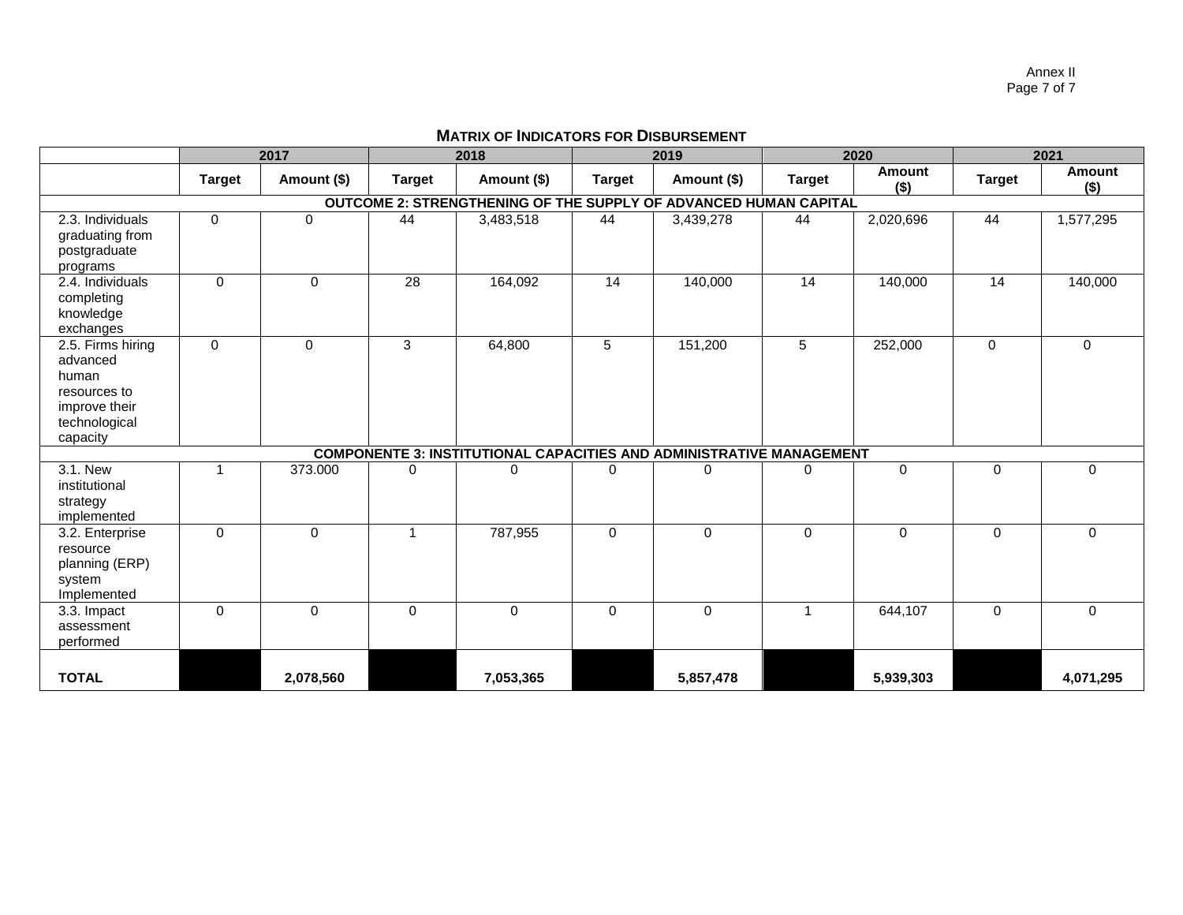## Matrix of Indicators for Disbursement

| | 2017 | | 2018 | | 2019 | | 2020 | | 2021 | |
|---|---|---|---|---|---|---|---|---|---|---|
| | **Target** | **Amount ($)** | **Target** | **Amount ($)** | **Target** | **Amount ($)** | **Target** | **Amount ($)** | **Target** | **Amount ($)** |
| **OUTCOME 2: STRENGTHENING OF THE SUPPLY OF ADVANCED HUMAN CAPITAL** | | | | | | | | | | |
| 2.3. Individuals graduating from postgraduate programs | 0 | 0 | 44 | 3,483,518 | 44 | 3,439,278 | 44 | 2,020,696 | 44 | 1,577,295 |
| 2.4. Individuals completing knowledge exchanges | 0 | 0 | 28 | 164,092 | 14 | 140,000 | 14 | 140,000 | 14 | 140,000 |
| 2.5. Firms hiring advanced human resources to improve their technological capacity | 0 | 0 | 3 | 64,800 | 5 | 151,200 | 5 | 252,000 | 0 | 0 |
| **COMPONENTE 3: INSTITUTIONAL CAPACITIES AND ADMINISTRATIVE MANAGEMENT** | | | | | | | | | | |
| 3.1. New institutional strategy implemented | 1 | 373.000 | 0 | 0 | 0 | 0 | 0 | 0 | 0 | 0 |
| 3.2. Enterprise resource planning (ERP) system Implemented | 0 | 0 | 1 | 787,955 | 0 | 0 | 0 | 0 | 0 | 0 |
| 3.3. Impact assessment performed | 0 | 0 | 0 | 0 | 0 | 0 | 1 | 644,107 | 0 | 0 |
| **TOTAL** | | **2,078,560** | | **7,053,365** | | **5,857,478** | | **5,939,303** | | **4,071,295** |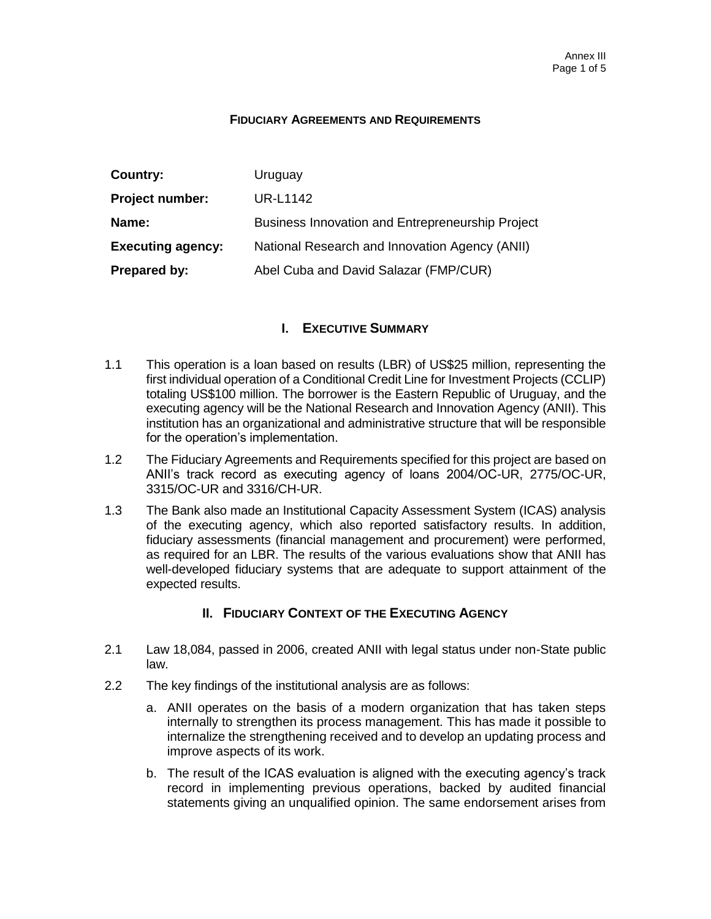**FIDUCIARY AGREEMENTS AND REQUIREMENTS**

| | |
|---|---|
| **Country:** | Uruguay |
| **Project number:** | UR-L1142 |
| **Name:** | Business Innovation and Entrepreneurship Project |
| **Executing agency:** | National Research and Innovation Agency (ANII) |
| **Prepared by:** | Abel Cuba and David Salazar (FMP/CUR) |

## I. EXECUTIVE SUMMARY

1.1 This operation is a loan based on results (LBR) of US$25 million, representing the first individual operation of a Conditional Credit Line for Investment Projects (CCLIP) totaling US$100 million. The borrower is the Eastern Republic of Uruguay, and the executing agency will be the National Research and Innovation Agency (ANII). This institution has an organizational and administrative structure that will be responsible for the operation's implementation.

1.2 The Fiduciary Agreements and Requirements specified for this project are based on ANII's track record as executing agency of loans 2004/OC-UR, 2775/OC-UR, 3315/OC-UR and 3316/CH-UR.

1.3 The Bank also made an Institutional Capacity Assessment System (ICAS) analysis of the executing agency, which also reported satisfactory results. In addition, fiduciary assessments (financial management and procurement) were performed, as required for an LBR. The results of the various evaluations show that ANII has well-developed fiduciary systems that are adequate to support attainment of the expected results.

## II. FIDUCIARY CONTEXT OF THE EXECUTING AGENCY

2.1 Law 18,084, passed in 2006, created ANII with legal status under non-State public law.

2.2 The key findings of the institutional analysis are as follows:

a. ANII operates on the basis of a modern organization that has taken steps internally to strengthen its process management. This has made it possible to internalize the strengthening received and to develop an updating process and improve aspects of its work.

b. The result of the ICAS evaluation is aligned with the executing agency's track record in implementing previous operations, backed by audited financial statements giving an unqualified opinion. The same endorsement arises from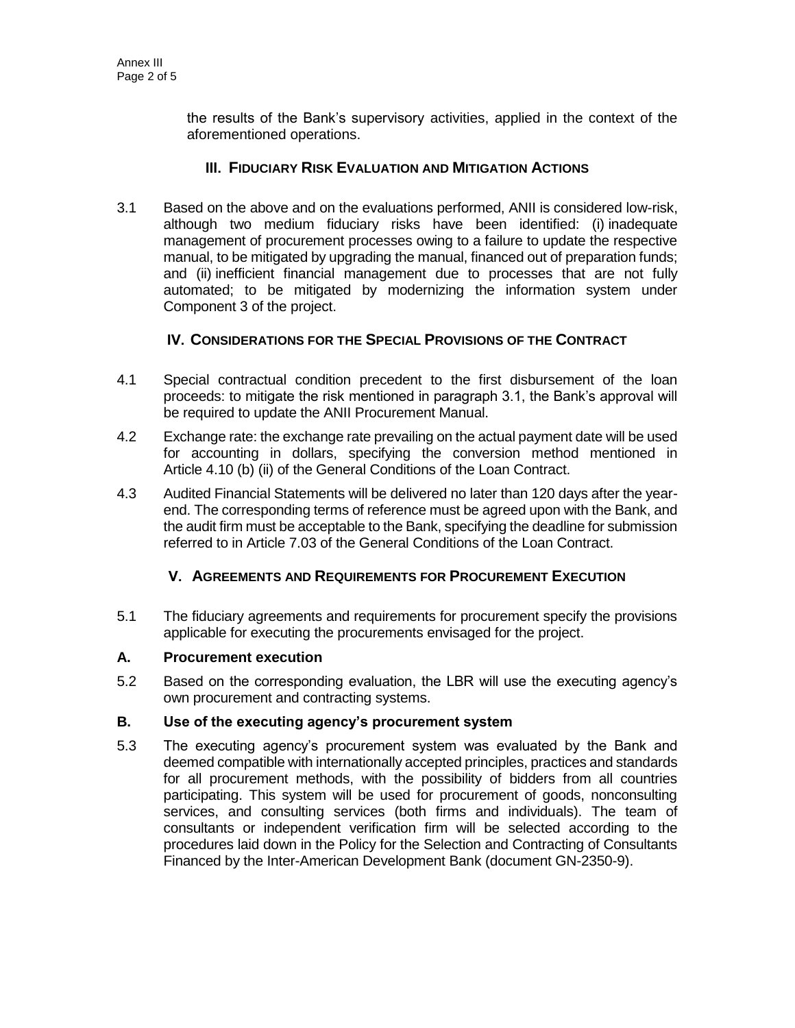the results of the Bank's supervisory activities, applied in the context of the aforementioned operations.

## III. Fiduciary Risk Evaluation and Mitigation Actions

3.1 Based on the above and on the evaluations performed, ANII is considered low-risk, although two medium fiduciary risks have been identified: (i) inadequate management of procurement processes owing to a failure to update the respective manual, to be mitigated by upgrading the manual, financed out of preparation funds; and (ii) inefficient financial management due to processes that are not fully automated; to be mitigated by modernizing the information system under Component 3 of the project.

## IV. Considerations for the Special Provisions of the Contract

4.1 Special contractual condition precedent to the first disbursement of the loan proceeds: to mitigate the risk mentioned in paragraph 3.1, the Bank's approval will be required to update the ANII Procurement Manual.

4.2 Exchange rate: the exchange rate prevailing on the actual payment date will be used for accounting in dollars, specifying the conversion method mentioned in Article 4.10 (b) (ii) of the General Conditions of the Loan Contract.

4.3 Audited Financial Statements will be delivered no later than 120 days after the year-end. The corresponding terms of reference must be agreed upon with the Bank, and the audit firm must be acceptable to the Bank, specifying the deadline for submission referred to in Article 7.03 of the General Conditions of the Loan Contract.

## V. Agreements and Requirements for Procurement Execution

5.1 The fiduciary agreements and requirements for procurement specify the provisions applicable for executing the procurements envisaged for the project.

### A. Procurement execution

5.2 Based on the corresponding evaluation, the LBR will use the executing agency's own procurement and contracting systems.

### B. Use of the executing agency's procurement system

5.3 The executing agency's procurement system was evaluated by the Bank and deemed compatible with internationally accepted principles, practices and standards for all procurement methods, with the possibility of bidders from all countries participating. This system will be used for procurement of goods, nonconsulting services, and consulting services (both firms and individuals). The team of consultants or independent verification firm will be selected according to the procedures laid down in the Policy for the Selection and Contracting of Consultants Financed by the Inter-American Development Bank (document GN-2350-9).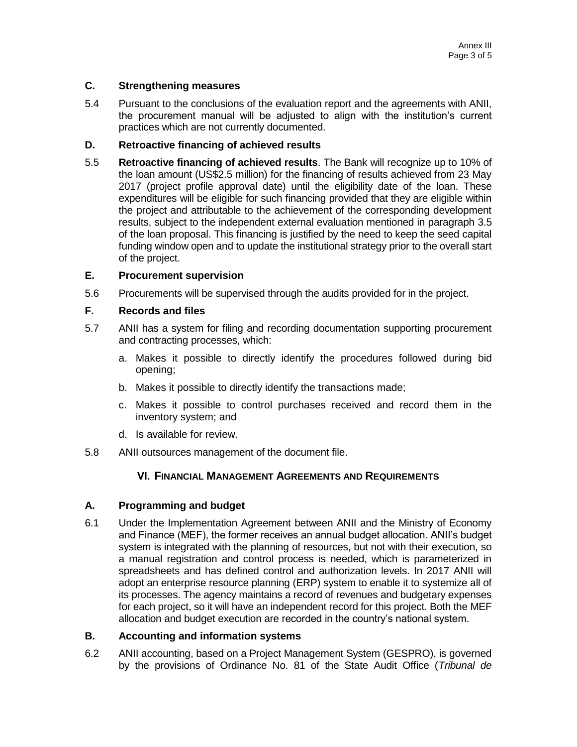### C. Strengthening measures

5.4 Pursuant to the conclusions of the evaluation report and the agreements with ANII, the procurement manual will be adjusted to align with the institution's current practices which are not currently documented.

### D. Retroactive financing of achieved results

5.5 **Retroactive financing of achieved results**. The Bank will recognize up to 10% of the loan amount (US$2.5 million) for the financing of results achieved from 23 May 2017 (project profile approval date) until the eligibility date of the loan. These expenditures will be eligible for such financing provided that they are eligible within the project and attributable to the achievement of the corresponding development results, subject to the independent external evaluation mentioned in paragraph 3.5 of the loan proposal. This financing is justified by the need to keep the seed capital funding window open and to update the institutional strategy prior to the overall start of the project.

### E. Procurement supervision

5.6 Procurements will be supervised through the audits provided for in the project.

### F. Records and files

5.7 ANII has a system for filing and recording documentation supporting procurement and contracting processes, which:

a. Makes it possible to directly identify the procedures followed during bid opening;

b. Makes it possible to directly identify the transactions made;

c. Makes it possible to control purchases received and record them in the inventory system; and

d. Is available for review.

5.8 ANII outsources management of the document file.

## VI. Financial Management Agreements and Requirements

### A. Programming and budget

6.1 Under the Implementation Agreement between ANII and the Ministry of Economy and Finance (MEF), the former receives an annual budget allocation. ANII's budget system is integrated with the planning of resources, but not with their execution, so a manual registration and control process is needed, which is parameterized in spreadsheets and has defined control and authorization levels. In 2017 ANII will adopt an enterprise resource planning (ERP) system to enable it to systemize all of its processes. The agency maintains a record of revenues and budgetary expenses for each project, so it will have an independent record for this project. Both the MEF allocation and budget execution are recorded in the country's national system.

### B. Accounting and information systems

6.2 ANII accounting, based on a Project Management System (GESPRO), is governed by the provisions of Ordinance No. 81 of the State Audit Office (*Tribunal de*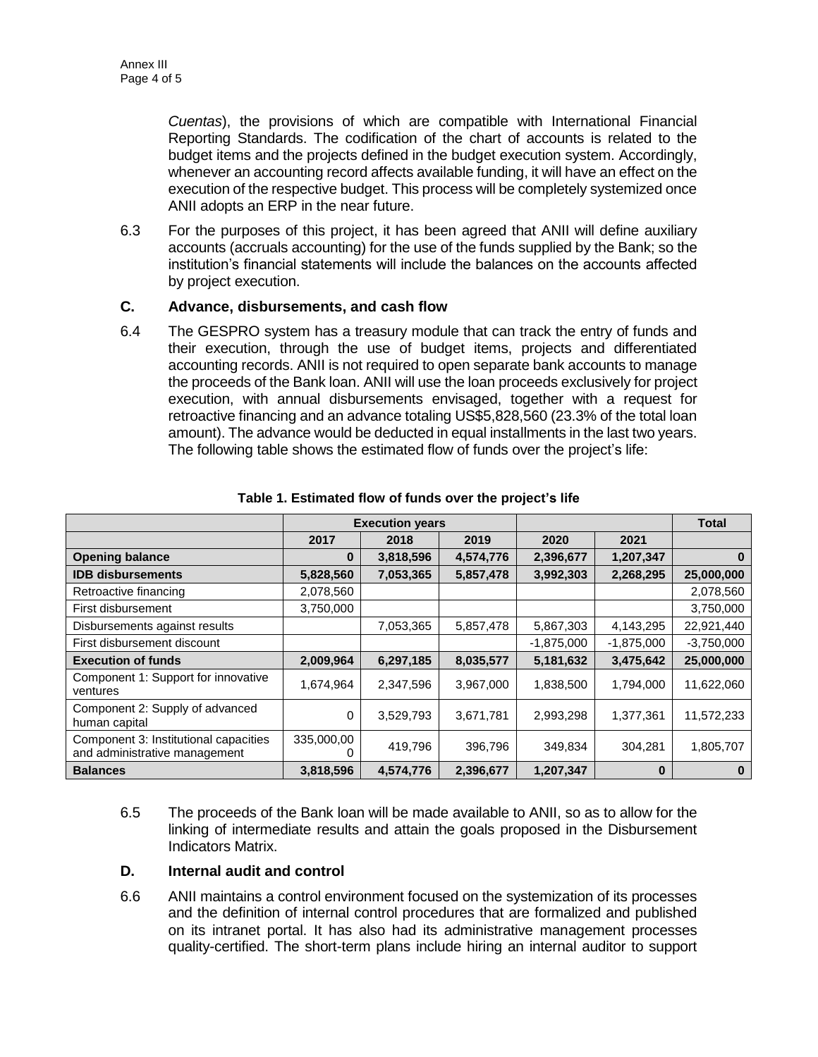*Cuentas*), the provisions of which are compatible with International Financial Reporting Standards. The codification of the chart of accounts is related to the budget items and the projects defined in the budget execution system. Accordingly, whenever an accounting record affects available funding, it will have an effect on the execution of the respective budget. This process will be completely systemized once ANII adopts an ERP in the near future.

6.3 For the purposes of this project, it has been agreed that ANII will define auxiliary accounts (accruals accounting) for the use of the funds supplied by the Bank; so the institution's financial statements will include the balances on the accounts affected by project execution.

## C. Advance, disbursements, and cash flow

6.4 The GESPRO system has a treasury module that can track the entry of funds and their execution, through the use of budget items, projects and differentiated accounting records. ANII is not required to open separate bank accounts to manage the proceeds of the Bank loan. ANII will use the loan proceeds exclusively for project execution, with annual disbursements envisaged, together with a request for retroactive financing and an advance totaling US$5,828,560 (23.3% of the total loan amount). The advance would be deducted in equal installments in the last two years. The following table shows the estimated flow of funds over the project's life:

**Table 1. Estimated flow of funds over the project's life**

| | Execution years | | | | | Total |
|---|---|---|---|---|---|---|
| | 2017 | 2018 | 2019 | 2020 | 2021 | |
| **Opening balance** | **0** | **3,818,596** | **4,574,776** | **2,396,677** | **1,207,347** | **0** |
| **IDB disbursements** | **5,828,560** | **7,053,365** | **5,857,478** | **3,992,303** | **2,268,295** | **25,000,000** |
| Retroactive financing | 2,078,560 | | | | | 2,078,560 |
| First disbursement | 3,750,000 | | | | | 3,750,000 |
| Disbursements against results | | 7,053,365 | 5,857,478 | 5,867,303 | 4,143,295 | 22,921,440 |
| First disbursement discount | | | | -1,875,000 | -1,875,000 | -3,750,000 |
| **Execution of funds** | **2,009,964** | **6,297,185** | **8,035,577** | **5,181,632** | **3,475,642** | **25,000,000** |
| Component 1: Support for innovative ventures | 1,674,964 | 2,347,596 | 3,967,000 | 1,838,500 | 1,794,000 | 11,622,060 |
| Component 2: Supply of advanced human capital | 0 | 3,529,793 | 3,671,781 | 2,993,298 | 1,377,361 | 11,572,233 |
| Component 3: Institutional capacities and administrative management | 335,000,00 0 | 419,796 | 396,796 | 349,834 | 304,281 | 1,805,707 |
| **Balances** | **3,818,596** | **4,574,776** | **2,396,677** | **1,207,347** | **0** | **0** |

6.5 The proceeds of the Bank loan will be made available to ANII, so as to allow for the linking of intermediate results and attain the goals proposed in the Disbursement Indicators Matrix.

## D. Internal audit and control

6.6 ANII maintains a control environment focused on the systemization of its processes and the definition of internal control procedures that are formalized and published on its intranet portal. It has also had its administrative management processes quality-certified. The short-term plans include hiring an internal auditor to support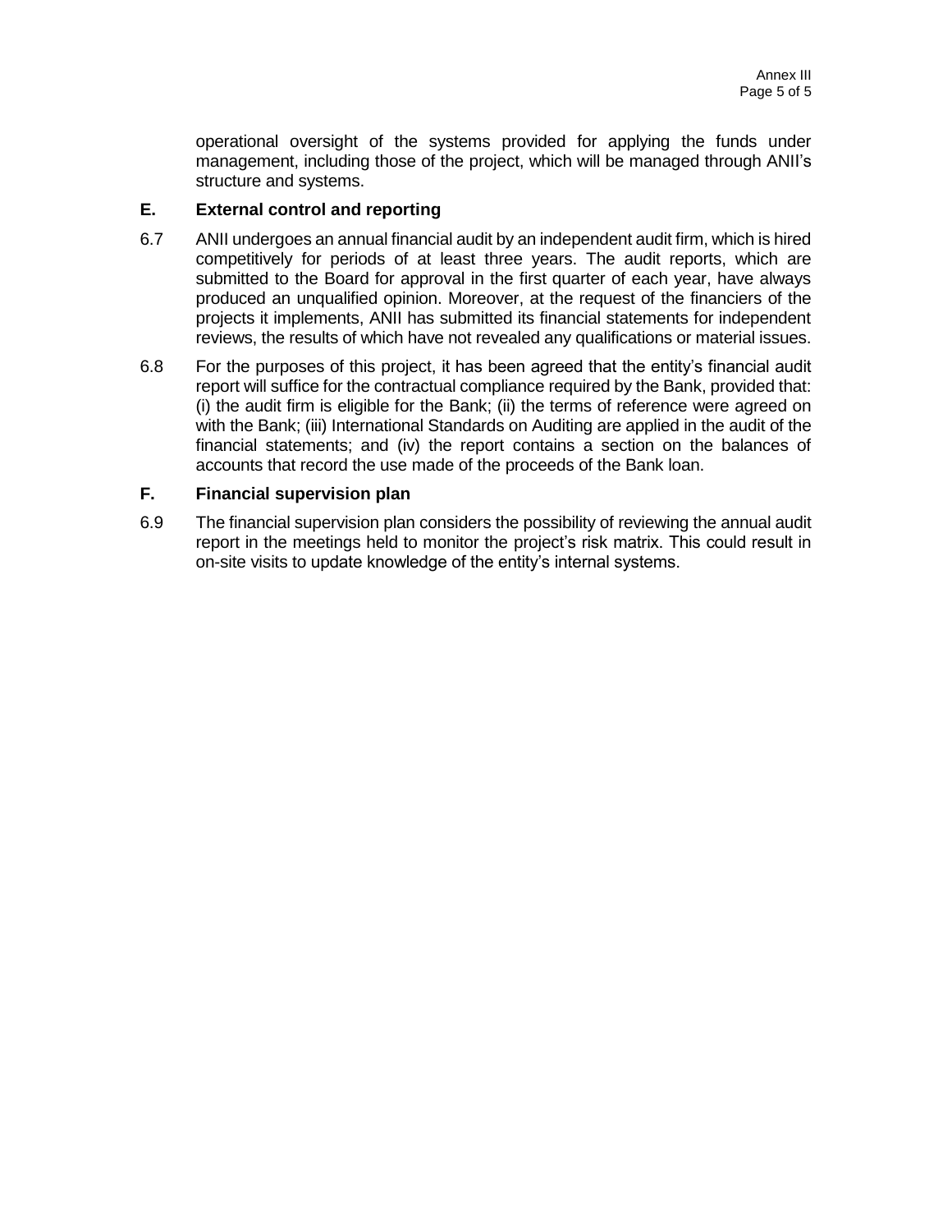operational oversight of the systems provided for applying the funds under management, including those of the project, which will be managed through ANII's structure and systems.

## E. External control and reporting

6.7 ANII undergoes an annual financial audit by an independent audit firm, which is hired competitively for periods of at least three years. The audit reports, which are submitted to the Board for approval in the first quarter of each year, have always produced an unqualified opinion. Moreover, at the request of the financiers of the projects it implements, ANII has submitted its financial statements for independent reviews, the results of which have not revealed any qualifications or material issues.

6.8 For the purposes of this project, it has been agreed that the entity's financial audit report will suffice for the contractual compliance required by the Bank, provided that: (i) the audit firm is eligible for the Bank; (ii) the terms of reference were agreed on with the Bank; (iii) International Standards on Auditing are applied in the audit of the financial statements; and (iv) the report contains a section on the balances of accounts that record the use made of the proceeds of the Bank loan.

## F. Financial supervision plan

6.9 The financial supervision plan considers the possibility of reviewing the annual audit report in the meetings held to monitor the project's risk matrix. This could result in on-site visits to update knowledge of the entity's internal systems.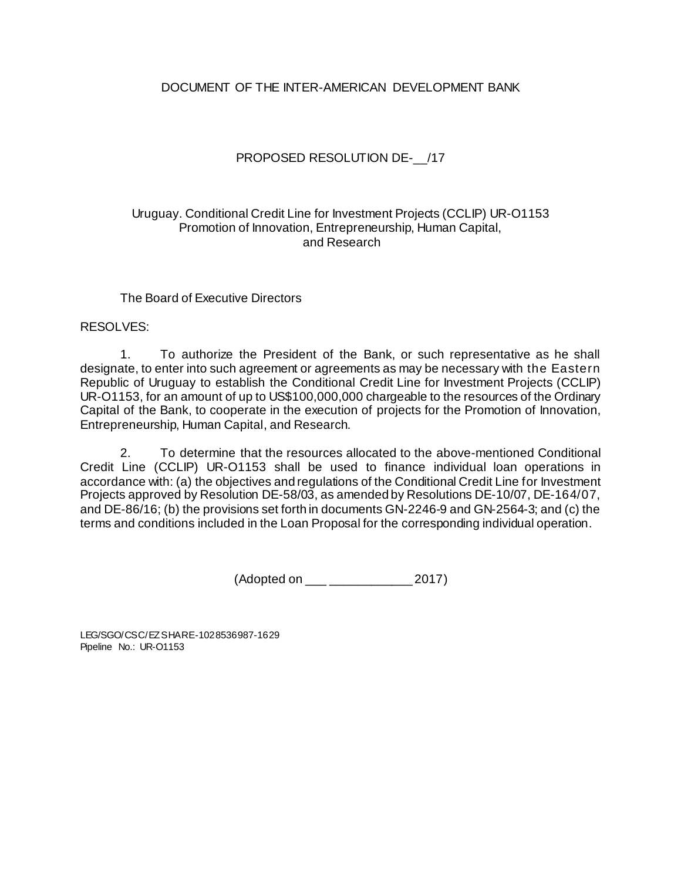DOCUMENT OF THE INTER-AMERICAN DEVELOPMENT BANK

PROPOSED RESOLUTION DE-__/17

Uruguay. Conditional Credit Line for Investment Projects (CCLIP) UR-O1153
Promotion of Innovation, Entrepreneurship, Human Capital,
and Research

The Board of Executive Directors

RESOLVES:

1. To authorize the President of the Bank, or such representative as he shall designate, to enter into such agreement or agreements as may be necessary with the Eastern Republic of Uruguay to establish the Conditional Credit Line for Investment Projects (CCLIP) UR-O1153, for an amount of up to US$100,000,000 chargeable to the resources of the Ordinary Capital of the Bank, to cooperate in the execution of projects for the Promotion of Innovation, Entrepreneurship, Human Capital, and Research.

2. To determine that the resources allocated to the above-mentioned Conditional Credit Line (CCLIP) UR-O1153 shall be used to finance individual loan operations in accordance with: (a) the objectives and regulations of the Conditional Credit Line for Investment Projects approved by Resolution DE-58/03, as amended by Resolutions DE-10/07, DE-164/07, and DE-86/16; (b) the provisions set forth in documents GN-2246-9 and GN-2564-3; and (c) the terms and conditions included in the Loan Proposal for the corresponding individual operation.

(Adopted on ___ ____________ 2017)

LEG/SGO/CSC/EZSHARE-1028536987-1629
Pipeline No.: UR-O1153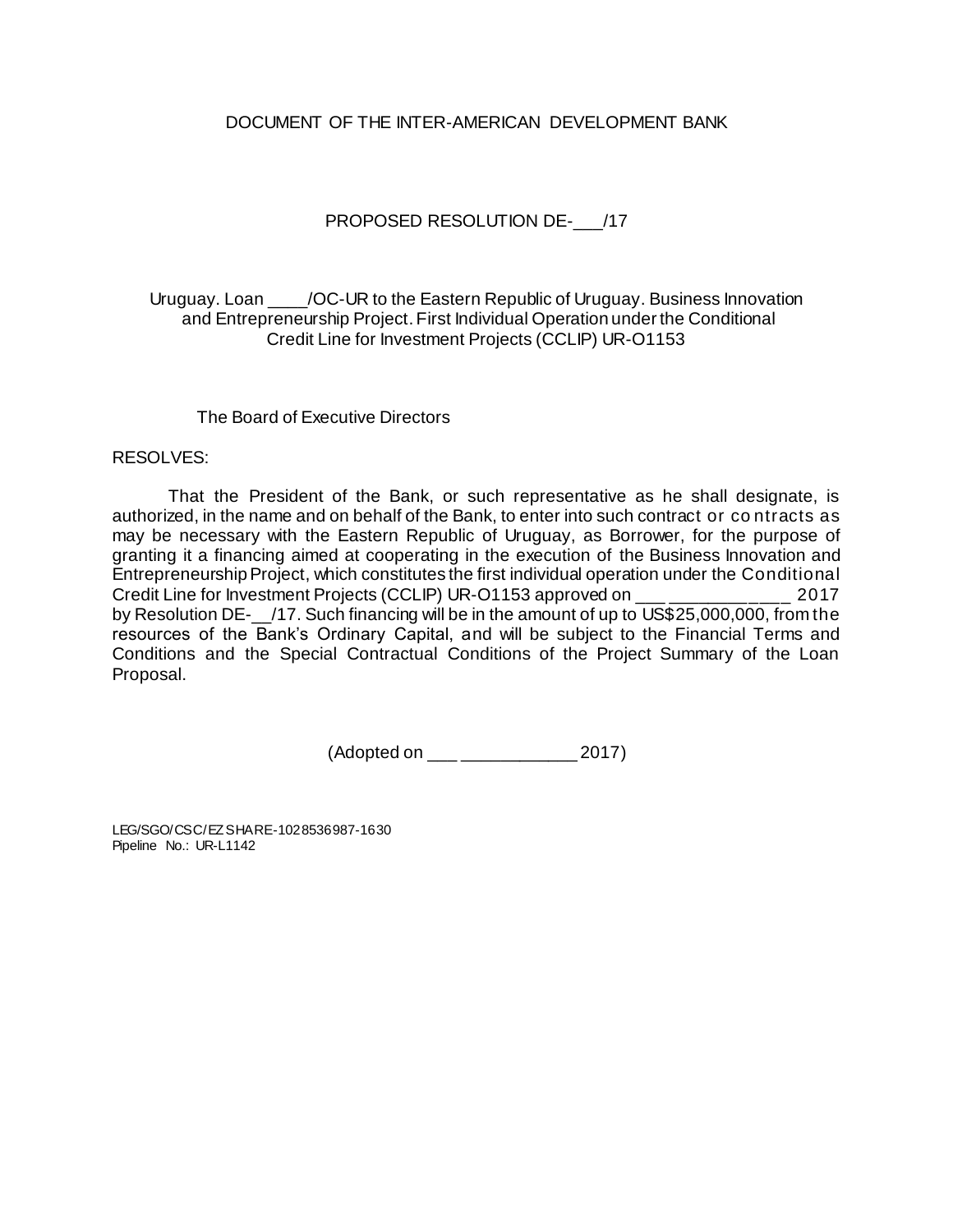DOCUMENT OF THE INTER-AMERICAN DEVELOPMENT BANK

PROPOSED RESOLUTION DE-___/17

Uruguay. Loan ____/OC-UR to the Eastern Republic of Uruguay. Business Innovation and Entrepreneurship Project. First Individual Operation under the Conditional Credit Line for Investment Projects (CCLIP) UR-O1153

The Board of Executive Directors

RESOLVES:

That the President of the Bank, or such representative as he shall designate, is authorized, in the name and on behalf of the Bank, to enter into such contract or contracts as may be necessary with the Eastern Republic of Uruguay, as Borrower, for the purpose of granting it a financing aimed at cooperating in the execution of the Business Innovation and Entrepreneurship Project, which constitutes the first individual operation under the Conditional Credit Line for Investment Projects (CCLIP) UR-O1153 approved on ___ ____________ 2017 by Resolution DE-__/17. Such financing will be in the amount of up to US$25,000,000, from the resources of the Bank's Ordinary Capital, and will be subject to the Financial Terms and Conditions and the Special Contractual Conditions of the Project Summary of the Loan Proposal.

(Adopted on ___ ____________ 2017)

LEG/SGO/CSC/EZSHARE-1028536987-1630
Pipeline No.: UR-L1142